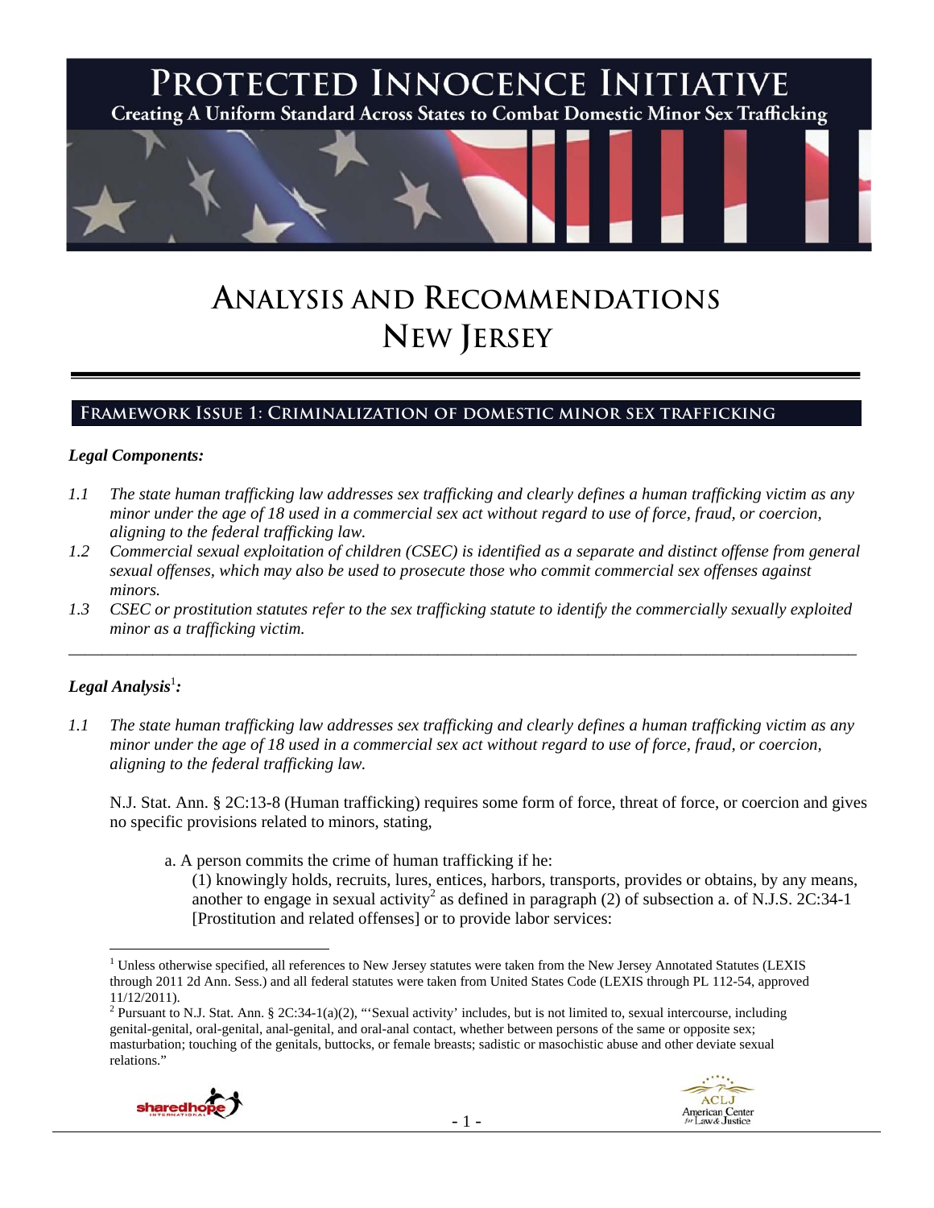# PROTECTED INNOCENCE INITIATIVE

Creating A Uniform Standard Across States to Combat Domestic Minor Sex Trafficking

# ANALYSIS AND RECOMMENDATIONS
# NEW JERSEY

## FRAMEWORK ISSUE 1: CRIMINALIZATION OF DOMESTIC MINOR SEX TRAFFICKING

***Legal Components:***

*1.1 The state human trafficking law addresses sex trafficking and clearly defines a human trafficking victim as any minor under the age of 18 used in a commercial sex act without regard to use of force, fraud, or coercion, aligning to the federal trafficking law.*

*1.2 Commercial sexual exploitation of children (CSEC) is identified as a separate and distinct offense from general sexual offenses, which may also be used to prosecute those who commit commercial sex offenses against minors.*

*1.3 CSEC or prostitution statutes refer to the sex trafficking statute to identify the commercially sexually exploited minor as a trafficking victim.*

---

***Legal Analysis[1]:***

*1.1 The state human trafficking law addresses sex trafficking and clearly defines a human trafficking victim as any minor under the age of 18 used in a commercial sex act without regard to use of force, fraud, or coercion, aligning to the federal trafficking law.*

N.J. Stat. Ann. § 2C:13-8 (Human trafficking) requires some form of force, threat of force, or coercion and gives no specific provisions related to minors, stating,

> a. A person commits the crime of human trafficking if he:
>
> (1) knowingly holds, recruits, lures, entices, harbors, transports, provides or obtains, by any means, another to engage in sexual activity[2] as defined in paragraph (2) of subsection a. of N.J.S. 2C:34-1 [Prostitution and related offenses] or to provide labor services:

---

[1] Unless otherwise specified, all references to New Jersey statutes were taken from the New Jersey Annotated Statutes (LEXIS through 2011 2d Ann. Sess.) and all federal statutes were taken from United States Code (LEXIS through PL 112-54, approved 11/12/2011).

[2] Pursuant to N.J. Stat. Ann. § 2C:34-1(a)(2), "'Sexual activity' includes, but is not limited to, sexual intercourse, including genital-genital, oral-genital, anal-genital, and oral-anal contact, whether between persons of the same or opposite sex; masturbation; touching of the genitals, buttocks, or female breasts; sadistic or masochistic abuse and other deviate sexual relations."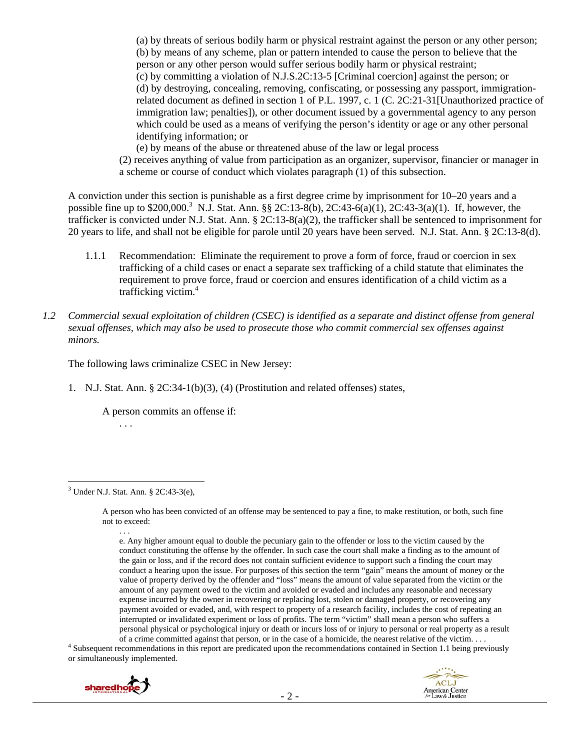(a) by threats of serious bodily harm or physical restraint against the person or any other person;
(b) by means of any scheme, plan or pattern intended to cause the person to believe that the person or any other person would suffer serious bodily harm or physical restraint;
(c) by committing a violation of N.J.S.2C:13-5 [Criminal coercion] against the person; or
(d) by destroying, concealing, removing, confiscating, or possessing any passport, immigration-related document as defined in section 1 of P.L. 1997, c. 1 (C. 2C:21-31[Unauthorized practice of immigration law; penalties]), or other document issued by a governmental agency to any person which could be used as a means of verifying the person's identity or age or any other personal identifying information; or
(e) by means of the abuse or threatened abuse of the law or legal process

(2) receives anything of value from participation as an organizer, supervisor, financier or manager in a scheme or course of conduct which violates paragraph (1) of this subsection.

A conviction under this section is punishable as a first degree crime by imprisonment for 10–20 years and a possible fine up to $200,000.[3] N.J. Stat. Ann. §§ 2C:13-8(b), 2C:43-6(a)(1), 2C:43-3(a)(1). If, however, the trafficker is convicted under N.J. Stat. Ann. § 2C:13-8(a)(2), the trafficker shall be sentenced to imprisonment for 20 years to life, and shall not be eligible for parole until 20 years have been served. N.J. Stat. Ann. § 2C:13-8(d).

1.1.1 Recommendation: Eliminate the requirement to prove a form of force, fraud or coercion in sex trafficking of a child cases or enact a separate sex trafficking of a child statute that eliminates the requirement to prove force, fraud or coercion and ensures identification of a child victim as a trafficking victim.[4]

*1.2 Commercial sexual exploitation of children (CSEC) is identified as a separate and distinct offense from general sexual offenses, which may also be used to prosecute those who commit commercial sex offenses against minors.*

The following laws criminalize CSEC in New Jersey:

1. N.J. Stat. Ann. § 2C:34-1(b)(3), (4) (Prostitution and related offenses) states,

   A person commits an offense if:
   . . .

---

[3] Under N.J. Stat. Ann. § 2C:43-3(e),

> A person who has been convicted of an offense may be sentenced to pay a fine, to make restitution, or both, such fine not to exceed:
> . . .
> e. Any higher amount equal to double the pecuniary gain to the offender or loss to the victim caused by the conduct constituting the offense by the offender. In such case the court shall make a finding as to the amount of the gain or loss, and if the record does not contain sufficient evidence to support such a finding the court may conduct a hearing upon the issue. For purposes of this section the term "gain" means the amount of money or the value of property derived by the offender and "loss" means the amount of value separated from the victim or the amount of any payment owed to the victim and avoided or evaded and includes any reasonable and necessary expense incurred by the owner in recovering or replacing lost, stolen or damaged property, or recovering any payment avoided or evaded, and, with respect to property of a research facility, includes the cost of repeating an interrupted or invalidated experiment or loss of profits. The term "victim" shall mean a person who suffers a personal physical or psychological injury or death or incurs loss of or injury to personal or real property as a result of a crime committed against that person, or in the case of a homicide, the nearest relative of the victim. . . .

[4] Subsequent recommendations in this report are predicated upon the recommendations contained in Section 1.1 being previously or simultaneously implemented.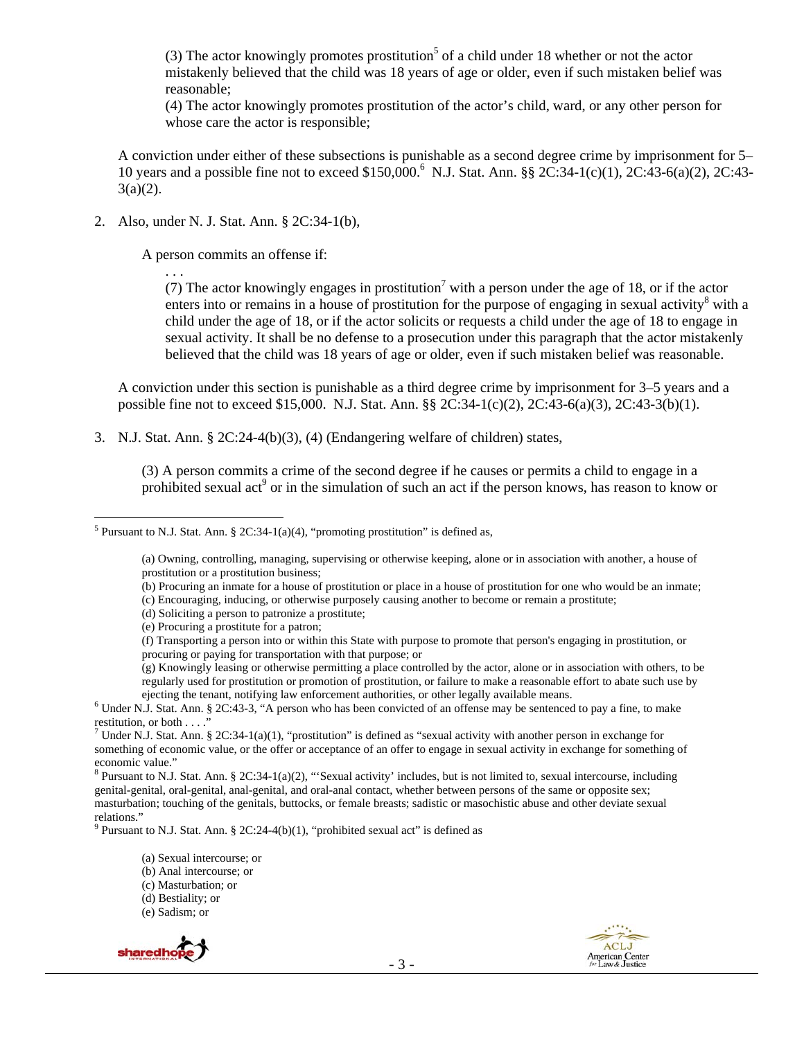(3) The actor knowingly promotes prostitution[5] of a child under 18 whether or not the actor mistakenly believed that the child was 18 years of age or older, even if such mistaken belief was reasonable;

(4) The actor knowingly promotes prostitution of the actor's child, ward, or any other person for whose care the actor is responsible;

A conviction under either of these subsections is punishable as a second degree crime by imprisonment for 5–10 years and a possible fine not to exceed $150,000.[6] N.J. Stat. Ann. §§ 2C:34-1(c)(1), 2C:43-6(a)(2), 2C:43-3(a)(2).

2. Also, under N. J. Stat. Ann. § 2C:34-1(b),

   A person commits an offense if:

   . . .

   (7) The actor knowingly engages in prostitution[7] with a person under the age of 18, or if the actor enters into or remains in a house of prostitution for the purpose of engaging in sexual activity[8] with a child under the age of 18, or if the actor solicits or requests a child under the age of 18 to engage in sexual activity. It shall be no defense to a prosecution under this paragraph that the actor mistakenly believed that the child was 18 years of age or older, even if such mistaken belief was reasonable.

   A conviction under this section is punishable as a third degree crime by imprisonment for 3–5 years and a possible fine not to exceed $15,000. N.J. Stat. Ann. §§ 2C:34-1(c)(2), 2C:43-6(a)(3), 2C:43-3(b)(1).

3. N.J. Stat. Ann. § 2C:24-4(b)(3), (4) (Endangering welfare of children) states,

   (3) A person commits a crime of the second degree if he causes or permits a child to engage in a prohibited sexual act[9] or in the simulation of such an act if the person knows, has reason to know or

---

[5] Pursuant to N.J. Stat. Ann. § 2C:34-1(a)(4), "promoting prostitution" is defined as,

(a) Owning, controlling, managing, supervising or otherwise keeping, alone or in association with another, a house of prostitution or a prostitution business;
(b) Procuring an inmate for a house of prostitution or place in a house of prostitution for one who would be an inmate;
(c) Encouraging, inducing, or otherwise purposely causing another to become or remain a prostitute;
(d) Soliciting a person to patronize a prostitute;
(e) Procuring a prostitute for a patron;
(f) Transporting a person into or within this State with purpose to promote that person's engaging in prostitution, or procuring or paying for transportation with that purpose; or
(g) Knowingly leasing or otherwise permitting a place controlled by the actor, alone or in association with others, to be regularly used for prostitution or promotion of prostitution, or failure to make a reasonable effort to abate such use by ejecting the tenant, notifying law enforcement authorities, or other legally available means.

[6] Under N.J. Stat. Ann. § 2C:43-3, "A person who has been convicted of an offense may be sentenced to pay a fine, to make restitution, or both . . . ."

[7] Under N.J. Stat. Ann. § 2C:34-1(a)(1), "prostitution" is defined as "sexual activity with another person in exchange for something of economic value, or the offer or acceptance of an offer to engage in sexual activity in exchange for something of economic value."

[8] Pursuant to N.J. Stat. Ann. § 2C:34-1(a)(2), "'Sexual activity' includes, but is not limited to, sexual intercourse, including genital-genital, oral-genital, anal-genital, and oral-anal contact, whether between persons of the same or opposite sex; masturbation; touching of the genitals, buttocks, or female breasts; sadistic or masochistic abuse and other deviate sexual relations."

[9] Pursuant to N.J. Stat. Ann. § 2C:24-4(b)(1), "prohibited sexual act" is defined as

(a) Sexual intercourse; or
(b) Anal intercourse; or
(c) Masturbation; or
(d) Bestiality; or
(e) Sadism; or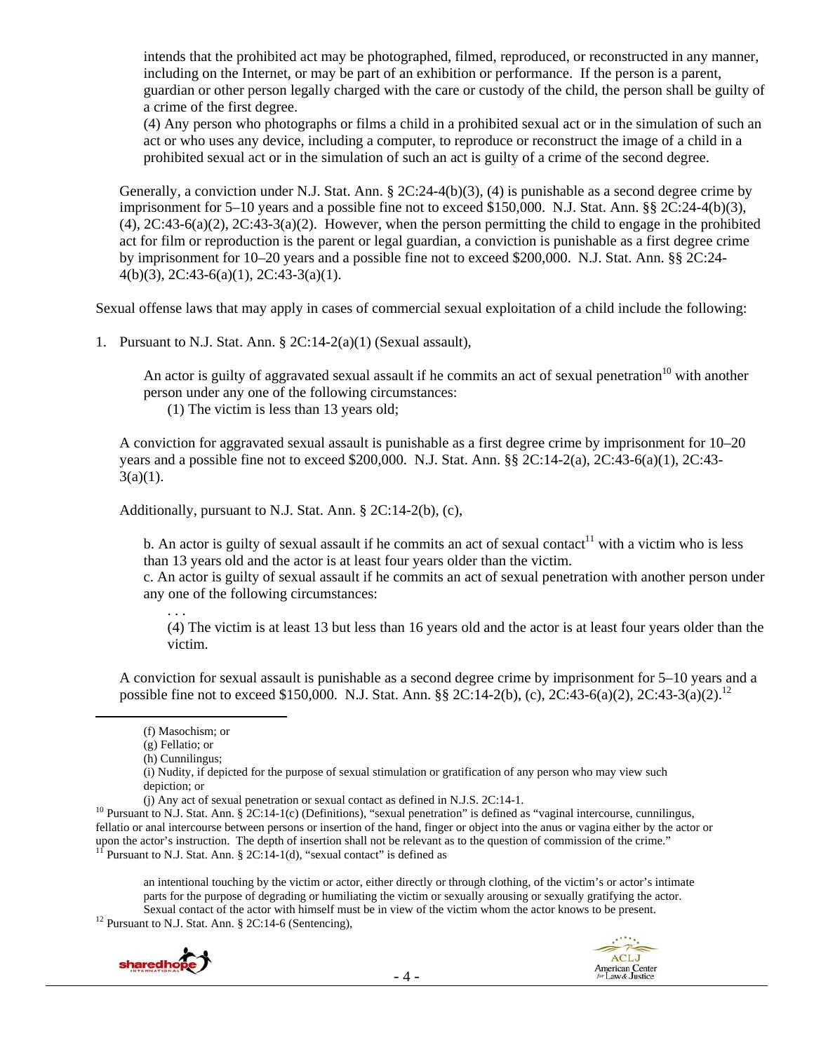intends that the prohibited act may be photographed, filmed, reproduced, or reconstructed in any manner, including on the Internet, or may be part of an exhibition or performance. If the person is a parent, guardian or other person legally charged with the care or custody of the child, the person shall be guilty of a crime of the first degree.

(4) Any person who photographs or films a child in a prohibited sexual act or in the simulation of such an act or who uses any device, including a computer, to reproduce or reconstruct the image of a child in a prohibited sexual act or in the simulation of such an act is guilty of a crime of the second degree.

Generally, a conviction under N.J. Stat. Ann. § 2C:24-4(b)(3), (4) is punishable as a second degree crime by imprisonment for 5–10 years and a possible fine not to exceed $150,000. N.J. Stat. Ann. §§ 2C:24-4(b)(3), (4), 2C:43-6(a)(2), 2C:43-3(a)(2). However, when the person permitting the child to engage in the prohibited act for film or reproduction is the parent or legal guardian, a conviction is punishable as a first degree crime by imprisonment for 10–20 years and a possible fine not to exceed $200,000. N.J. Stat. Ann. §§ 2C:24-4(b)(3), 2C:43-6(a)(1), 2C:43-3(a)(1).

Sexual offense laws that may apply in cases of commercial sexual exploitation of a child include the following:

1. Pursuant to N.J. Stat. Ann. § 2C:14-2(a)(1) (Sexual assault),

   An actor is guilty of aggravated sexual assault if he commits an act of sexual penetration[10] with another person under any one of the following circumstances:
   (1) The victim is less than 13 years old;

   A conviction for aggravated sexual assault is punishable as a first degree crime by imprisonment for 10–20 years and a possible fine not to exceed $200,000. N.J. Stat. Ann. §§ 2C:14-2(a), 2C:43-6(a)(1), 2C:43-3(a)(1).

   Additionally, pursuant to N.J. Stat. Ann. § 2C:14-2(b), (c),

   b. An actor is guilty of sexual assault if he commits an act of sexual contact[11] with a victim who is less than 13 years old and the actor is at least four years older than the victim.
   c. An actor is guilty of sexual assault if he commits an act of sexual penetration with another person under any one of the following circumstances:
   . . .
   (4) The victim is at least 13 but less than 16 years old and the actor is at least four years older than the victim.

   A conviction for sexual assault is punishable as a second degree crime by imprisonment for 5–10 years and a possible fine not to exceed $150,000. N.J. Stat. Ann. §§ 2C:14-2(b), (c), 2C:43-6(a)(2), 2C:43-3(a)(2).[12]

---

(f) Masochism; or
(g) Fellatio; or
(h) Cunnilingus;
(i) Nudity, if depicted for the purpose of sexual stimulation or gratification of any person who may view such depiction; or
(j) Any act of sexual penetration or sexual contact as defined in N.J.S. 2C:14-1.

[10] Pursuant to N.J. Stat. Ann. § 2C:14-1(c) (Definitions), "sexual penetration" is defined as "vaginal intercourse, cunnilingus, fellatio or anal intercourse between persons or insertion of the hand, finger or object into the anus or vagina either by the actor or upon the actor's instruction. The depth of insertion shall not be relevant as to the question of commission of the crime."

[11] Pursuant to N.J. Stat. Ann. § 2C:14-1(d), "sexual contact" is defined as

> an intentional touching by the victim or actor, either directly or through clothing, of the victim's or actor's intimate parts for the purpose of degrading or humiliating the victim or sexually arousing or sexually gratifying the actor. Sexual contact of the actor with himself must be in view of the victim whom the actor knows to be present.

[12] Pursuant to N.J. Stat. Ann. § 2C:14-6 (Sentencing),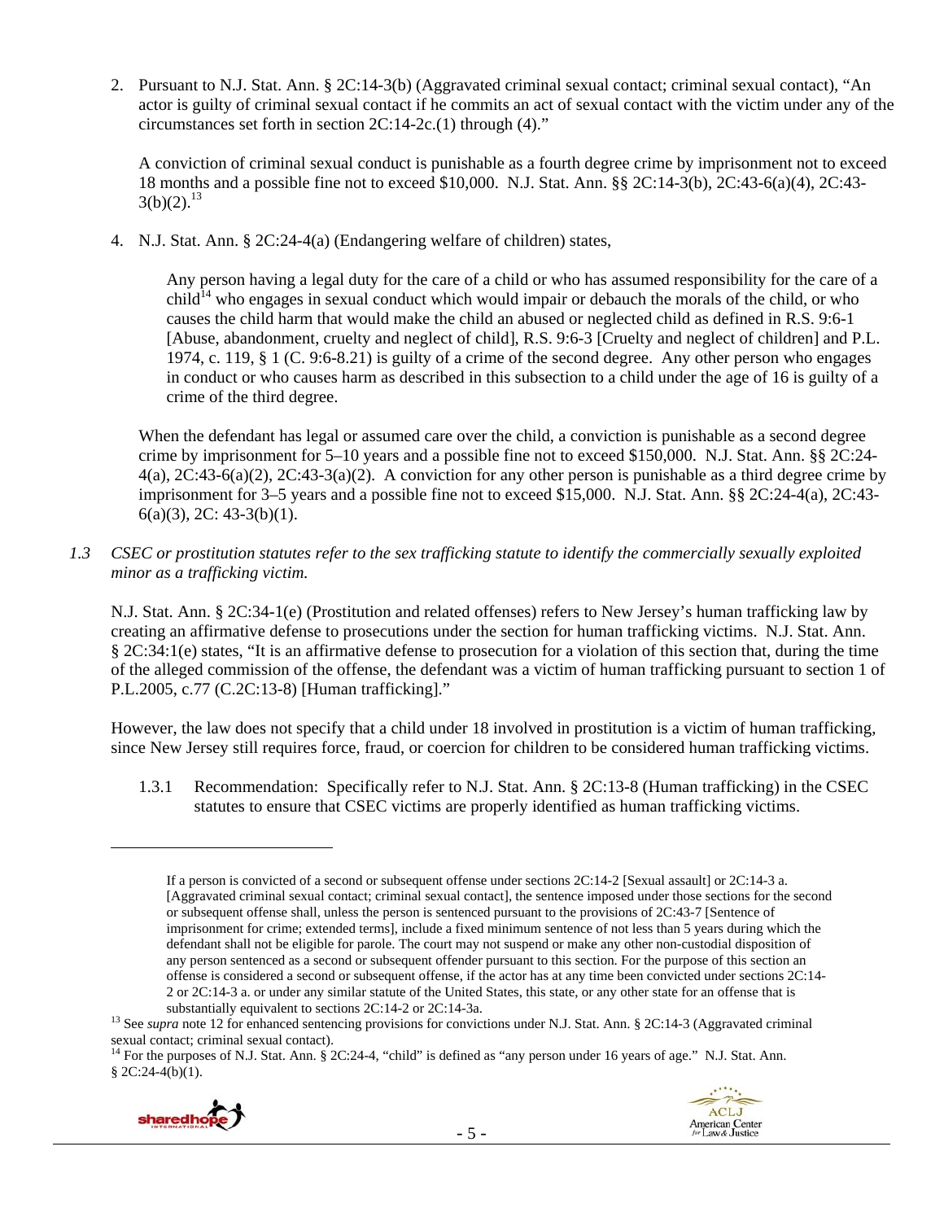2. Pursuant to N.J. Stat. Ann. § 2C:14-3(b) (Aggravated criminal sexual contact; criminal sexual contact), "An actor is guilty of criminal sexual contact if he commits an act of sexual contact with the victim under any of the circumstances set forth in section 2C:14-2c.(1) through (4)."

   A conviction of criminal sexual conduct is punishable as a fourth degree crime by imprisonment not to exceed 18 months and a possible fine not to exceed $10,000. N.J. Stat. Ann. §§ 2C:14-3(b), 2C:43-6(a)(4), 2C:43-3(b)(2).[13]

4. N.J. Stat. Ann. § 2C:24-4(a) (Endangering welfare of children) states,

   > Any person having a legal duty for the care of a child or who has assumed responsibility for the care of a child[14] who engages in sexual conduct which would impair or debauch the morals of the child, or who causes the child harm that would make the child an abused or neglected child as defined in R.S. 9:6-1 [Abuse, abandonment, cruelty and neglect of child], R.S. 9:6-3 [Cruelty and neglect of children] and P.L. 1974, c. 119, § 1 (C. 9:6-8.21) is guilty of a crime of the second degree. Any other person who engages in conduct or who causes harm as described in this subsection to a child under the age of 16 is guilty of a crime of the third degree.

   When the defendant has legal or assumed care over the child, a conviction is punishable as a second degree crime by imprisonment for 5–10 years and a possible fine not to exceed $150,000. N.J. Stat. Ann. §§ 2C:24-4(a), 2C:43-6(a)(2), 2C:43-3(a)(2). A conviction for any other person is punishable as a third degree crime by imprisonment for 3–5 years and a possible fine not to exceed $15,000. N.J. Stat. Ann. §§ 2C:24-4(a), 2C:43-6(a)(3), 2C: 43-3(b)(1).

*1.3 CSEC or prostitution statutes refer to the sex trafficking statute to identify the commercially sexually exploited minor as a trafficking victim.*

N.J. Stat. Ann. § 2C:34-1(e) (Prostitution and related offenses) refers to New Jersey's human trafficking law by creating an affirmative defense to prosecutions under the section for human trafficking victims. N.J. Stat. Ann. § 2C:34:1(e) states, "It is an affirmative defense to prosecution for a violation of this section that, during the time of the alleged commission of the offense, the defendant was a victim of human trafficking pursuant to section 1 of P.L.2005, c.77 (C.2C:13-8) [Human trafficking]."

However, the law does not specify that a child under 18 involved in prostitution is a victim of human trafficking, since New Jersey still requires force, fraud, or coercion for children to be considered human trafficking victims.

1.3.1 Recommendation: Specifically refer to N.J. Stat. Ann. § 2C:13-8 (Human trafficking) in the CSEC statutes to ensure that CSEC victims are properly identified as human trafficking victims.

---

> If a person is convicted of a second or subsequent offense under sections 2C:14-2 [Sexual assault] or 2C:14-3 a. [Aggravated criminal sexual contact; criminal sexual contact], the sentence imposed under those sections for the second or subsequent offense shall, unless the person is sentenced pursuant to the provisions of 2C:43-7 [Sentence of imprisonment for crime; extended terms], include a fixed minimum sentence of not less than 5 years during which the defendant shall not be eligible for parole. The court may not suspend or make any other non-custodial disposition of any person sentenced as a second or subsequent offender pursuant to this section. For the purpose of this section an offense is considered a second or subsequent offense, if the actor has at any time been convicted under sections 2C:14-2 or 2C:14-3 a. or under any similar statute of the United States, this state, or any other state for an offense that is substantially equivalent to sections 2C:14-2 or 2C:14-3a.

[13] See *supra* note 12 for enhanced sentencing provisions for convictions under N.J. Stat. Ann. § 2C:14-3 (Aggravated criminal sexual contact; criminal sexual contact).

[14] For the purposes of N.J. Stat. Ann. § 2C:24-4, "child" is defined as "any person under 16 years of age." N.J. Stat. Ann. § 2C:24-4(b)(1).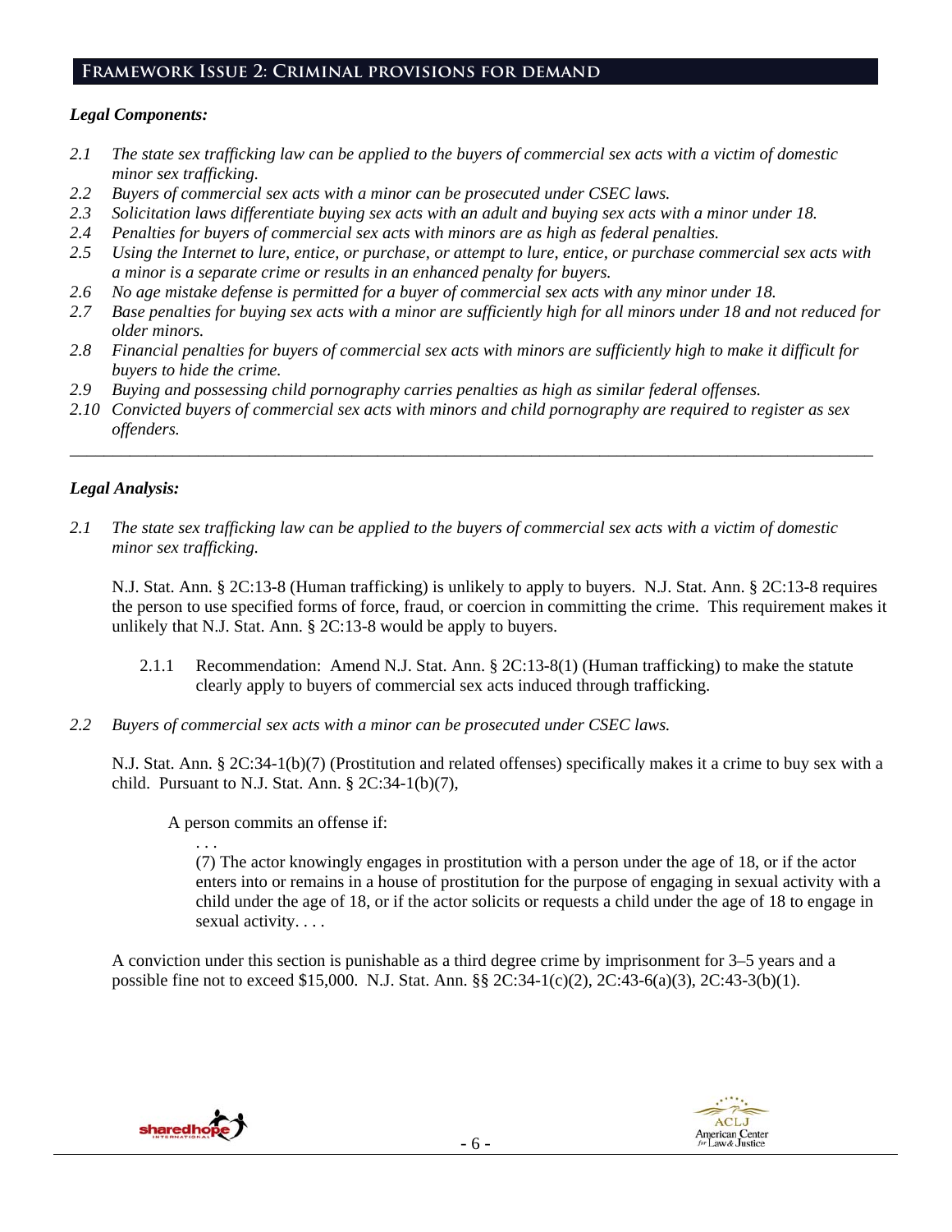## Framework Issue 2: Criminal provisions for demand

***Legal Components:***

*2.1 The state sex trafficking law can be applied to the buyers of commercial sex acts with a victim of domestic minor sex trafficking.*
*2.2 Buyers of commercial sex acts with a minor can be prosecuted under CSEC laws.*
*2.3 Solicitation laws differentiate buying sex acts with an adult and buying sex acts with a minor under 18.*
*2.4 Penalties for buyers of commercial sex acts with minors are as high as federal penalties.*
*2.5 Using the Internet to lure, entice, or purchase, or attempt to lure, entice, or purchase commercial sex acts with a minor is a separate crime or results in an enhanced penalty for buyers.*
*2.6 No age mistake defense is permitted for a buyer of commercial sex acts with any minor under 18.*
*2.7 Base penalties for buying sex acts with a minor are sufficiently high for all minors under 18 and not reduced for older minors.*
*2.8 Financial penalties for buyers of commercial sex acts with minors are sufficiently high to make it difficult for buyers to hide the crime.*
*2.9 Buying and possessing child pornography carries penalties as high as similar federal offenses.*
*2.10 Convicted buyers of commercial sex acts with minors and child pornography are required to register as sex offenders.*

---

***Legal Analysis:***

*2.1 The state sex trafficking law can be applied to the buyers of commercial sex acts with a victim of domestic minor sex trafficking.*

N.J. Stat. Ann. § 2C:13-8 (Human trafficking) is unlikely to apply to buyers. N.J. Stat. Ann. § 2C:13-8 requires the person to use specified forms of force, fraud, or coercion in committing the crime. This requirement makes it unlikely that N.J. Stat. Ann. § 2C:13-8 would be apply to buyers.

2.1.1 Recommendation: Amend N.J. Stat. Ann. § 2C:13-8(1) (Human trafficking) to make the statute clearly apply to buyers of commercial sex acts induced through trafficking.

*2.2 Buyers of commercial sex acts with a minor can be prosecuted under CSEC laws.*

N.J. Stat. Ann. § 2C:34-1(b)(7) (Prostitution and related offenses) specifically makes it a crime to buy sex with a child. Pursuant to N.J. Stat. Ann. § 2C:34-1(b)(7),

> A person commits an offense if:
>
> . . .
>
> (7) The actor knowingly engages in prostitution with a person under the age of 18, or if the actor enters into or remains in a house of prostitution for the purpose of engaging in sexual activity with a child under the age of 18, or if the actor solicits or requests a child under the age of 18 to engage in sexual activity. . . .

A conviction under this section is punishable as a third degree crime by imprisonment for 3–5 years and a possible fine not to exceed $15,000. N.J. Stat. Ann. §§ 2C:34-1(c)(2), 2C:43-6(a)(3), 2C:43-3(b)(1).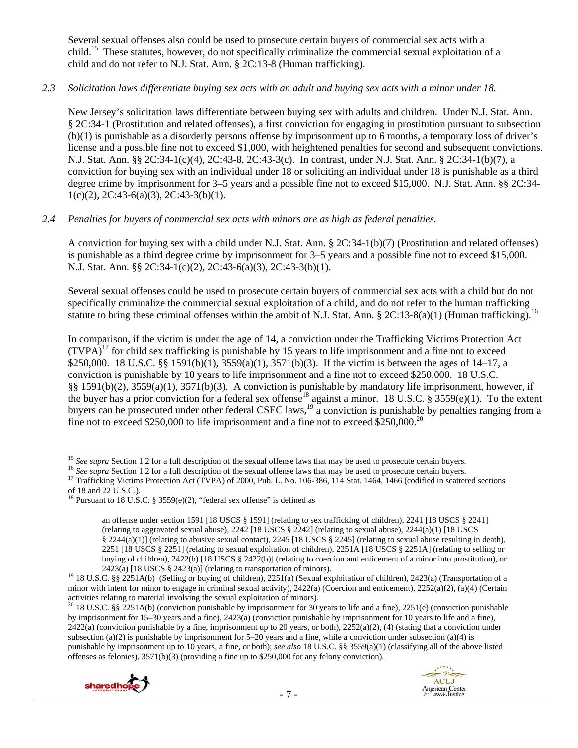Several sexual offenses also could be used to prosecute certain buyers of commercial sex acts with a child.[15] These statutes, however, do not specifically criminalize the commercial sexual exploitation of a child and do not refer to N.J. Stat. Ann. § 2C:13-8 (Human trafficking).

*2.3 Solicitation laws differentiate buying sex acts with an adult and buying sex acts with a minor under 18.*

New Jersey's solicitation laws differentiate between buying sex with adults and children. Under N.J. Stat. Ann. § 2C:34-1 (Prostitution and related offenses), a first conviction for engaging in prostitution pursuant to subsection (b)(1) is punishable as a disorderly persons offense by imprisonment up to 6 months, a temporary loss of driver's license and a possible fine not to exceed $1,000, with heightened penalties for second and subsequent convictions. N.J. Stat. Ann. §§ 2C:34-1(c)(4), 2C:43-8, 2C:43-3(c). In contrast, under N.J. Stat. Ann. § 2C:34-1(b)(7), a conviction for buying sex with an individual under 18 or soliciting an individual under 18 is punishable as a third degree crime by imprisonment for 3–5 years and a possible fine not to exceed $15,000. N.J. Stat. Ann. §§ 2C:34-1(c)(2), 2C:43-6(a)(3), 2C:43-3(b)(1).

*2.4 Penalties for buyers of commercial sex acts with minors are as high as federal penalties.*

A conviction for buying sex with a child under N.J. Stat. Ann. § 2C:34-1(b)(7) (Prostitution and related offenses) is punishable as a third degree crime by imprisonment for 3–5 years and a possible fine not to exceed $15,000. N.J. Stat. Ann. §§ 2C:34-1(c)(2), 2C:43-6(a)(3), 2C:43-3(b)(1).

Several sexual offenses could be used to prosecute certain buyers of commercial sex acts with a child but do not specifically criminalize the commercial sexual exploitation of a child, and do not refer to the human trafficking statute to bring these criminal offenses within the ambit of N.J. Stat. Ann. § 2C:13-8(a)(1) (Human trafficking).[16]

In comparison, if the victim is under the age of 14, a conviction under the Trafficking Victims Protection Act (TVPA)[17] for child sex trafficking is punishable by 15 years to life imprisonment and a fine not to exceed $250,000. 18 U.S.C. §§ 1591(b)(1), 3559(a)(1), 3571(b)(3). If the victim is between the ages of 14–17, a conviction is punishable by 10 years to life imprisonment and a fine not to exceed $250,000. 18 U.S.C. §§ 1591(b)(2), 3559(a)(1), 3571(b)(3). A conviction is punishable by mandatory life imprisonment, however, if the buyer has a prior conviction for a federal sex offense[18] against a minor. 18 U.S.C. § 3559(e)(1). To the extent buyers can be prosecuted under other federal CSEC laws,[19] a conviction is punishable by penalties ranging from a fine not to exceed $250,000 to life imprisonment and a fine not to exceed $250,000.[20]

---

[15] *See supra* Section 1.2 for a full description of the sexual offense laws that may be used to prosecute certain buyers.

[16] *See supra* Section 1.2 for a full description of the sexual offense laws that may be used to prosecute certain buyers.

[17] Trafficking Victims Protection Act (TVPA) of 2000, Pub. L. No. 106-386, 114 Stat. 1464, 1466 (codified in scattered sections of 18 and 22 U.S.C.).

[18] Pursuant to 18 U.S.C. § 3559(e)(2), "federal sex offense" is defined as

> an offense under section 1591 [18 USCS § 1591] (relating to sex trafficking of children), 2241 [18 USCS § 2241] (relating to aggravated sexual abuse), 2242 [18 USCS § 2242] (relating to sexual abuse), 2244(a)(1) [18 USCS § 2244(a)(1)] (relating to abusive sexual contact), 2245 [18 USCS § 2245] (relating to sexual abuse resulting in death), 2251 [18 USCS § 2251] (relating to sexual exploitation of children), 2251A [18 USCS § 2251A] (relating to selling or buying of children), 2422(b) [18 USCS § 2422(b)] (relating to coercion and enticement of a minor into prostitution), or 2423(a) [18 USCS § 2423(a)] (relating to transportation of minors).

[19] 18 U.S.C. §§ 2251A(b) (Selling or buying of children), 2251(a) (Sexual exploitation of children), 2423(a) (Transportation of a minor with intent for minor to engage in criminal sexual activity), 2422(a) (Coercion and enticement), 2252(a)(2), (a)(4) (Certain activities relating to material involving the sexual exploitation of minors).

[20] 18 U.S.C. §§ 2251A(b) (conviction punishable by imprisonment for 30 years to life and a fine), 2251(e) (conviction punishable by imprisonment for 15–30 years and a fine), 2423(a) (conviction punishable by imprisonment for 10 years to life and a fine), 2422(a) (conviction punishable by a fine, imprisonment up to 20 years, or both), 2252(a)(2), (4) (stating that a conviction under subsection (a)(2) is punishable by imprisonment for 5–20 years and a fine, while a conviction under subsection (a)(4) is punishable by imprisonment up to 10 years, a fine, or both); *see also* 18 U.S.C. §§ 3559(a)(1) (classifying all of the above listed offenses as felonies), 3571(b)(3) (providing a fine up to $250,000 for any felony conviction).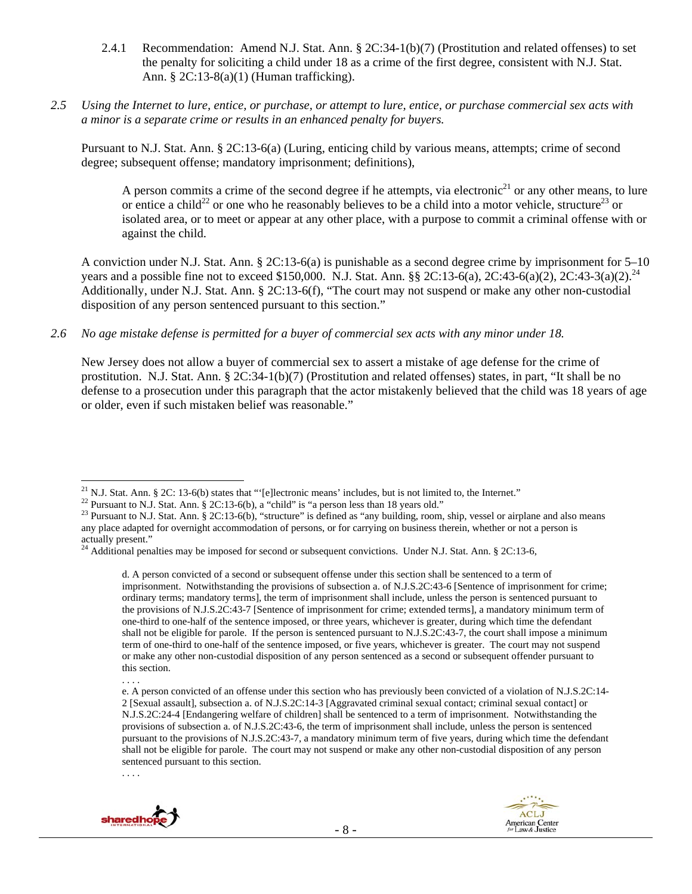2.4.1 Recommendation: Amend N.J. Stat. Ann. § 2C:34-1(b)(7) (Prostitution and related offenses) to set the penalty for soliciting a child under 18 as a crime of the first degree, consistent with N.J. Stat. Ann. § 2C:13-8(a)(1) (Human trafficking).

*2.5 Using the Internet to lure, entice, or purchase, or attempt to lure, entice, or purchase commercial sex acts with a minor is a separate crime or results in an enhanced penalty for buyers.*

Pursuant to N.J. Stat. Ann. § 2C:13-6(a) (Luring, enticing child by various means, attempts; crime of second degree; subsequent offense; mandatory imprisonment; definitions),

> A person commits a crime of the second degree if he attempts, via electronic[21] or any other means, to lure or entice a child[22] or one who he reasonably believes to be a child into a motor vehicle, structure[23] or isolated area, or to meet or appear at any other place, with a purpose to commit a criminal offense with or against the child.

A conviction under N.J. Stat. Ann. § 2C:13-6(a) is punishable as a second degree crime by imprisonment for 5–10 years and a possible fine not to exceed $150,000. N.J. Stat. Ann. §§ 2C:13-6(a), 2C:43-6(a)(2), 2C:43-3(a)(2).[24] Additionally, under N.J. Stat. Ann. § 2C:13-6(f), "The court may not suspend or make any other non-custodial disposition of any person sentenced pursuant to this section."

*2.6 No age mistake defense is permitted for a buyer of commercial sex acts with any minor under 18.*

New Jersey does not allow a buyer of commercial sex to assert a mistake of age defense for the crime of prostitution. N.J. Stat. Ann. § 2C:34-1(b)(7) (Prostitution and related offenses) states, in part, "It shall be no defense to a prosecution under this paragraph that the actor mistakenly believed that the child was 18 years of age or older, even if such mistaken belief was reasonable."

---

[21] N.J. Stat. Ann. § 2C: 13-6(b) states that "'[e]lectronic means' includes, but is not limited to, the Internet."

[22] Pursuant to N.J. Stat. Ann. § 2C:13-6(b), a "child" is "a person less than 18 years old."

[23] Pursuant to N.J. Stat. Ann. § 2C:13-6(b), "structure" is defined as "any building, room, ship, vessel or airplane and also means any place adapted for overnight accommodation of persons, or for carrying on business therein, whether or not a person is actually present."

[24] Additional penalties may be imposed for second or subsequent convictions. Under N.J. Stat. Ann. § 2C:13-6,

> d. A person convicted of a second or subsequent offense under this section shall be sentenced to a term of imprisonment. Notwithstanding the provisions of subsection a. of N.J.S.2C:43-6 [Sentence of imprisonment for crime; ordinary terms; mandatory terms], the term of imprisonment shall include, unless the person is sentenced pursuant to the provisions of N.J.S.2C:43-7 [Sentence of imprisonment for crime; extended terms], a mandatory minimum term of one-third to one-half of the sentence imposed, or three years, whichever is greater, during which time the defendant shall not be eligible for parole. If the person is sentenced pursuant to N.J.S.2C:43-7, the court shall impose a minimum term of one-third to one-half of the sentence imposed, or five years, whichever is greater. The court may not suspend or make any other non-custodial disposition of any person sentenced as a second or subsequent offender pursuant to this section.
>
> . . . .
>
> e. A person convicted of an offense under this section who has previously been convicted of a violation of N.J.S.2C:14-2 [Sexual assault], subsection a. of N.J.S.2C:14-3 [Aggravated criminal sexual contact; criminal sexual contact] or N.J.S.2C:24-4 [Endangering welfare of children] shall be sentenced to a term of imprisonment. Notwithstanding the provisions of subsection a. of N.J.S.2C:43-6, the term of imprisonment shall include, unless the person is sentenced pursuant to the provisions of N.J.S.2C:43-7, a mandatory minimum term of five years, during which time the defendant shall not be eligible for parole. The court may not suspend or make any other non-custodial disposition of any person sentenced pursuant to this section.
>
> . . . .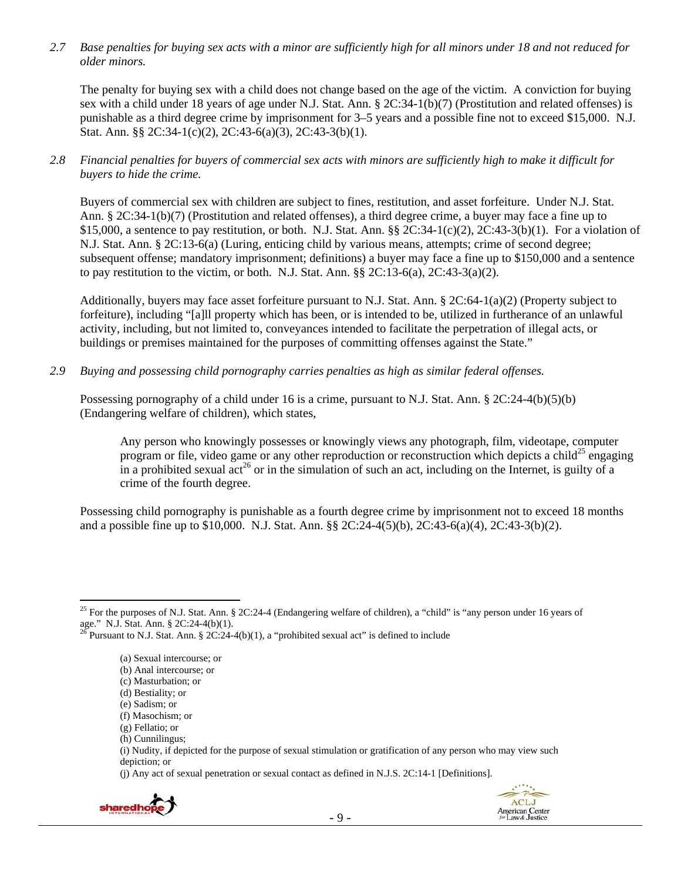*2.7 Base penalties for buying sex acts with a minor are sufficiently high for all minors under 18 and not reduced for older minors.*

The penalty for buying sex with a child does not change based on the age of the victim. A conviction for buying sex with a child under 18 years of age under N.J. Stat. Ann. § 2C:34-1(b)(7) (Prostitution and related offenses) is punishable as a third degree crime by imprisonment for 3–5 years and a possible fine not to exceed $15,000. N.J. Stat. Ann. §§ 2C:34-1(c)(2), 2C:43-6(a)(3), 2C:43-3(b)(1).

*2.8 Financial penalties for buyers of commercial sex acts with minors are sufficiently high to make it difficult for buyers to hide the crime.*

Buyers of commercial sex with children are subject to fines, restitution, and asset forfeiture. Under N.J. Stat. Ann. § 2C:34-1(b)(7) (Prostitution and related offenses), a third degree crime, a buyer may face a fine up to $15,000, a sentence to pay restitution, or both. N.J. Stat. Ann. §§ 2C:34-1(c)(2), 2C:43-3(b)(1). For a violation of N.J. Stat. Ann. § 2C:13-6(a) (Luring, enticing child by various means, attempts; crime of second degree; subsequent offense; mandatory imprisonment; definitions) a buyer may face a fine up to $150,000 and a sentence to pay restitution to the victim, or both. N.J. Stat. Ann. §§ 2C:13-6(a), 2C:43-3(a)(2).

Additionally, buyers may face asset forfeiture pursuant to N.J. Stat. Ann. § 2C:64-1(a)(2) (Property subject to forfeiture), including "[a]ll property which has been, or is intended to be, utilized in furtherance of an unlawful activity, including, but not limited to, conveyances intended to facilitate the perpetration of illegal acts, or buildings or premises maintained for the purposes of committing offenses against the State."

*2.9 Buying and possessing child pornography carries penalties as high as similar federal offenses.*

Possessing pornography of a child under 16 is a crime, pursuant to N.J. Stat. Ann. § 2C:24-4(b)(5)(b) (Endangering welfare of children), which states,

> Any person who knowingly possesses or knowingly views any photograph, film, videotape, computer program or file, video game or any other reproduction or reconstruction which depicts a child[25] engaging in a prohibited sexual act[26] or in the simulation of such an act, including on the Internet, is guilty of a crime of the fourth degree.

Possessing child pornography is punishable as a fourth degree crime by imprisonment not to exceed 18 months and a possible fine up to $10,000. N.J. Stat. Ann. §§ 2C:24-4(5)(b), 2C:43-6(a)(4), 2C:43-3(b)(2).

---

[25] For the purposes of N.J. Stat. Ann. § 2C:24-4 (Endangering welfare of children), a "child" is "any person under 16 years of age." N.J. Stat. Ann. § 2C:24-4(b)(1).

[26] Pursuant to N.J. Stat. Ann. § 2C:24-4(b)(1), a "prohibited sexual act" is defined to include

(a) Sexual intercourse; or
(b) Anal intercourse; or
(c) Masturbation; or
(d) Bestiality; or
(e) Sadism; or
(f) Masochism; or
(g) Fellatio; or
(h) Cunnilingus;
(i) Nudity, if depicted for the purpose of sexual stimulation or gratification of any person who may view such depiction; or
(j) Any act of sexual penetration or sexual contact as defined in N.J.S. 2C:14-1 [Definitions].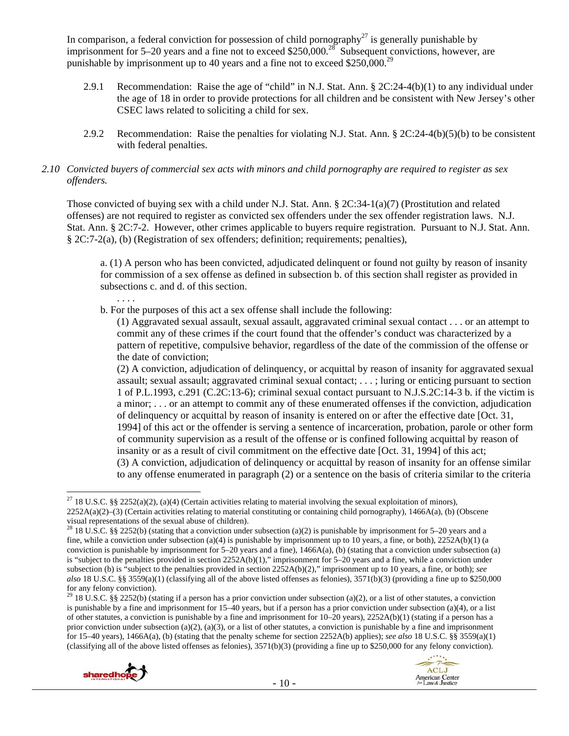In comparison, a federal conviction for possession of child pornography[27] is generally punishable by imprisonment for 5–20 years and a fine not to exceed $250,000.[28] Subsequent convictions, however, are punishable by imprisonment up to 40 years and a fine not to exceed $250,000.[29]

2.9.1 Recommendation: Raise the age of "child" in N.J. Stat. Ann. § 2C:24-4(b)(1) to any individual under the age of 18 in order to provide protections for all children and be consistent with New Jersey's other CSEC laws related to soliciting a child for sex.

2.9.2 Recommendation: Raise the penalties for violating N.J. Stat. Ann. § 2C:24-4(b)(5)(b) to be consistent with federal penalties.

*2.10 Convicted buyers of commercial sex acts with minors and child pornography are required to register as sex offenders.*

Those convicted of buying sex with a child under N.J. Stat. Ann. § 2C:34-1(a)(7) (Prostitution and related offenses) are not required to register as convicted sex offenders under the sex offender registration laws. N.J. Stat. Ann. § 2C:7-2. However, other crimes applicable to buyers require registration. Pursuant to N.J. Stat. Ann. § 2C:7-2(a), (b) (Registration of sex offenders; definition; requirements; penalties),

> a. (1) A person who has been convicted, adjudicated delinquent or found not guilty by reason of insanity for commission of a sex offense as defined in subsection b. of this section shall register as provided in subsections c. and d. of this section.
>
> . . . .
>
> b. For the purposes of this act a sex offense shall include the following:
>
> (1) Aggravated sexual assault, sexual assault, aggravated criminal sexual contact . . . or an attempt to commit any of these crimes if the court found that the offender's conduct was characterized by a pattern of repetitive, compulsive behavior, regardless of the date of the commission of the offense or the date of conviction;
>
> (2) A conviction, adjudication of delinquency, or acquittal by reason of insanity for aggravated sexual assault; sexual assault; aggravated criminal sexual contact; . . . ; luring or enticing pursuant to section 1 of P.L.1993, c.291 (C.2C:13-6); criminal sexual contact pursuant to N.J.S.2C:14-3 b. if the victim is a minor; . . . or an attempt to commit any of these enumerated offenses if the conviction, adjudication of delinquency or acquittal by reason of insanity is entered on or after the effective date [Oct. 31, 1994] of this act or the offender is serving a sentence of incarceration, probation, parole or other form of community supervision as a result of the offense or is confined following acquittal by reason of insanity or as a result of civil commitment on the effective date [Oct. 31, 1994] of this act;
>
> (3) A conviction, adjudication of delinquency or acquittal by reason of insanity for an offense similar to any offense enumerated in paragraph (2) or a sentence on the basis of criteria similar to the criteria

---

[27] 18 U.S.C. §§ 2252(a)(2), (a)(4) (Certain activities relating to material involving the sexual exploitation of minors), 2252A(a)(2)–(3) (Certain activities relating to material constituting or containing child pornography), 1466A(a), (b) (Obscene visual representations of the sexual abuse of children).

[28] 18 U.S.C. §§ 2252(b) (stating that a conviction under subsection (a)(2) is punishable by imprisonment for 5–20 years and a fine, while a conviction under subsection (a)(4) is punishable by imprisonment up to 10 years, a fine, or both), 2252A(b)(1) (a conviction is punishable by imprisonment for 5–20 years and a fine), 1466A(a), (b) (stating that a conviction under subsection (a) is "subject to the penalties provided in section 2252A(b)(1)," imprisonment for 5–20 years and a fine, while a conviction under subsection (b) is "subject to the penalties provided in section 2252A(b)(2)," imprisonment up to 10 years, a fine, or both); *see also* 18 U.S.C. §§ 3559(a)(1) (classifying all of the above listed offenses as felonies), 3571(b)(3) (providing a fine up to $250,000 for any felony conviction).

[29] 18 U.S.C. §§ 2252(b) (stating if a person has a prior conviction under subsection (a)(2), or a list of other statutes, a conviction is punishable by a fine and imprisonment for 15–40 years, but if a person has a prior conviction under subsection (a)(4), or a list of other statutes, a conviction is punishable by a fine and imprisonment for 10–20 years), 2252A(b)(1) (stating if a person has a prior conviction under subsection (a)(2), (a)(3), or a list of other statutes, a conviction is punishable by a fine and imprisonment for 15–40 years), 1466A(a), (b) (stating that the penalty scheme for section 2252A(b) applies); *see also* 18 U.S.C. §§ 3559(a)(1) (classifying all of the above listed offenses as felonies), 3571(b)(3) (providing a fine up to $250,000 for any felony conviction).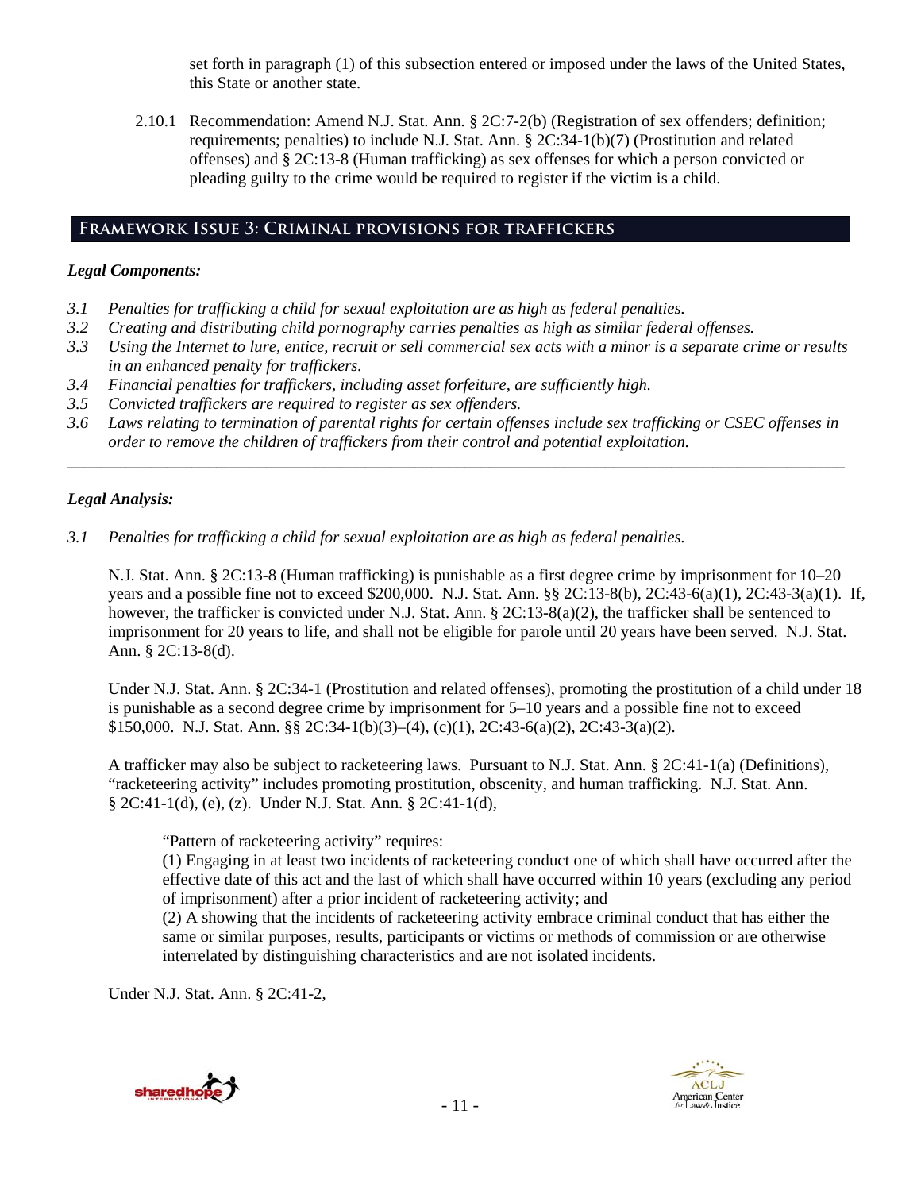set forth in paragraph (1) of this subsection entered or imposed under the laws of the United States, this State or another state.

2.10.1 Recommendation: Amend N.J. Stat. Ann. § 2C:7-2(b) (Registration of sex offenders; definition; requirements; penalties) to include N.J. Stat. Ann. § 2C:34-1(b)(7) (Prostitution and related offenses) and § 2C:13-8 (Human trafficking) as sex offenses for which a person convicted or pleading guilty to the crime would be required to register if the victim is a child.

## Framework Issue 3: Criminal provisions for traffickers

### *Legal Components:*

*3.1 Penalties for trafficking a child for sexual exploitation are as high as federal penalties.*
*3.2 Creating and distributing child pornography carries penalties as high as similar federal offenses.*
*3.3 Using the Internet to lure, entice, recruit or sell commercial sex acts with a minor is a separate crime or results in an enhanced penalty for traffickers.*
*3.4 Financial penalties for traffickers, including asset forfeiture, are sufficiently high.*
*3.5 Convicted traffickers are required to register as sex offenders.*
*3.6 Laws relating to termination of parental rights for certain offenses include sex trafficking or CSEC offenses in order to remove the children of traffickers from their control and potential exploitation.*

---

### *Legal Analysis:*

*3.1 Penalties for trafficking a child for sexual exploitation are as high as federal penalties.*

N.J. Stat. Ann. § 2C:13-8 (Human trafficking) is punishable as a first degree crime by imprisonment for 10–20 years and a possible fine not to exceed $200,000. N.J. Stat. Ann. §§ 2C:13-8(b), 2C:43-6(a)(1), 2C:43-3(a)(1). If, however, the trafficker is convicted under N.J. Stat. Ann. § 2C:13-8(a)(2), the trafficker shall be sentenced to imprisonment for 20 years to life, and shall not be eligible for parole until 20 years have been served. N.J. Stat. Ann. § 2C:13-8(d).

Under N.J. Stat. Ann. § 2C:34-1 (Prostitution and related offenses), promoting the prostitution of a child under 18 is punishable as a second degree crime by imprisonment for 5–10 years and a possible fine not to exceed $150,000. N.J. Stat. Ann. §§ 2C:34-1(b)(3)–(4), (c)(1), 2C:43-6(a)(2), 2C:43-3(a)(2).

A trafficker may also be subject to racketeering laws. Pursuant to N.J. Stat. Ann. § 2C:41-1(a) (Definitions), "racketeering activity" includes promoting prostitution, obscenity, and human trafficking. N.J. Stat. Ann. § 2C:41-1(d), (e), (z). Under N.J. Stat. Ann. § 2C:41-1(d),

> "Pattern of racketeering activity" requires:
> (1) Engaging in at least two incidents of racketeering conduct one of which shall have occurred after the effective date of this act and the last of which shall have occurred within 10 years (excluding any period of imprisonment) after a prior incident of racketeering activity; and
> (2) A showing that the incidents of racketeering activity embrace criminal conduct that has either the same or similar purposes, results, participants or victims or methods of commission or are otherwise interrelated by distinguishing characteristics and are not isolated incidents.

Under N.J. Stat. Ann. § 2C:41-2,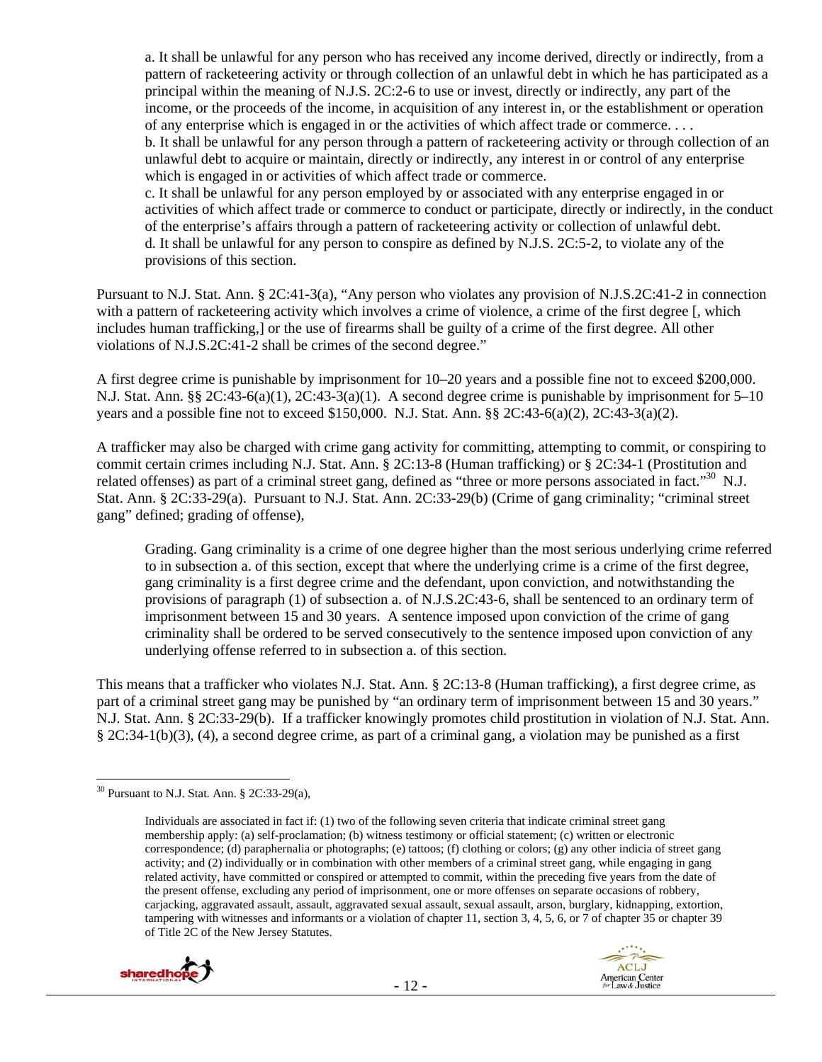> a. It shall be unlawful for any person who has received any income derived, directly or indirectly, from a pattern of racketeering activity or through collection of an unlawful debt in which he has participated as a principal within the meaning of N.J.S. 2C:2-6 to use or invest, directly or indirectly, any part of the income, or the proceeds of the income, in acquisition of any interest in, or the establishment or operation of any enterprise which is engaged in or the activities of which affect trade or commerce. . . .
> b. It shall be unlawful for any person through a pattern of racketeering activity or through collection of an unlawful debt to acquire or maintain, directly or indirectly, any interest in or control of any enterprise which is engaged in or activities of which affect trade or commerce.
> c. It shall be unlawful for any person employed by or associated with any enterprise engaged in or activities of which affect trade or commerce to conduct or participate, directly or indirectly, in the conduct of the enterprise's affairs through a pattern of racketeering activity or collection of unlawful debt.
> d. It shall be unlawful for any person to conspire as defined by N.J.S. 2C:5-2, to violate any of the provisions of this section.

Pursuant to N.J. Stat. Ann. § 2C:41-3(a), "Any person who violates any provision of N.J.S.2C:41-2 in connection with a pattern of racketeering activity which involves a crime of violence, a crime of the first degree [, which includes human trafficking,] or the use of firearms shall be guilty of a crime of the first degree. All other violations of N.J.S.2C:41-2 shall be crimes of the second degree."

A first degree crime is punishable by imprisonment for 10–20 years and a possible fine not to exceed $200,000. N.J. Stat. Ann. §§ 2C:43-6(a)(1), 2C:43-3(a)(1). A second degree crime is punishable by imprisonment for 5–10 years and a possible fine not to exceed $150,000. N.J. Stat. Ann. §§ 2C:43-6(a)(2), 2C:43-3(a)(2).

A trafficker may also be charged with crime gang activity for committing, attempting to commit, or conspiring to commit certain crimes including N.J. Stat. Ann. § 2C:13-8 (Human trafficking) or § 2C:34-1 (Prostitution and related offenses) as part of a criminal street gang, defined as "three or more persons associated in fact."[30] N.J. Stat. Ann. § 2C:33-29(a). Pursuant to N.J. Stat. Ann. 2C:33-29(b) (Crime of gang criminality; "criminal street gang" defined; grading of offense),

> Grading. Gang criminality is a crime of one degree higher than the most serious underlying crime referred to in subsection a. of this section, except that where the underlying crime is a crime of the first degree, gang criminality is a first degree crime and the defendant, upon conviction, and notwithstanding the provisions of paragraph (1) of subsection a. of N.J.S.2C:43-6, shall be sentenced to an ordinary term of imprisonment between 15 and 30 years. A sentence imposed upon conviction of the crime of gang criminality shall be ordered to be served consecutively to the sentence imposed upon conviction of any underlying offense referred to in subsection a. of this section.

This means that a trafficker who violates N.J. Stat. Ann. § 2C:13-8 (Human trafficking), a first degree crime, as part of a criminal street gang may be punished by "an ordinary term of imprisonment between 15 and 30 years." N.J. Stat. Ann. § 2C:33-29(b). If a trafficker knowingly promotes child prostitution in violation of N.J. Stat. Ann. § 2C:34-1(b)(3), (4), a second degree crime, as part of a criminal gang, a violation may be punished as a first

---

[30] Pursuant to N.J. Stat. Ann. § 2C:33-29(a),

> Individuals are associated in fact if: (1) two of the following seven criteria that indicate criminal street gang membership apply: (a) self-proclamation; (b) witness testimony or official statement; (c) written or electronic correspondence; (d) paraphernalia or photographs; (e) tattoos; (f) clothing or colors; (g) any other indicia of street gang activity; and (2) individually or in combination with other members of a criminal street gang, while engaging in gang related activity, have committed or conspired or attempted to commit, within the preceding five years from the date of the present offense, excluding any period of imprisonment, one or more offenses on separate occasions of robbery, carjacking, aggravated assault, assault, aggravated sexual assault, sexual assault, arson, burglary, kidnapping, extortion, tampering with witnesses and informants or a violation of chapter 11, section 3, 4, 5, 6, or 7 of chapter 35 or chapter 39 of Title 2C of the New Jersey Statutes.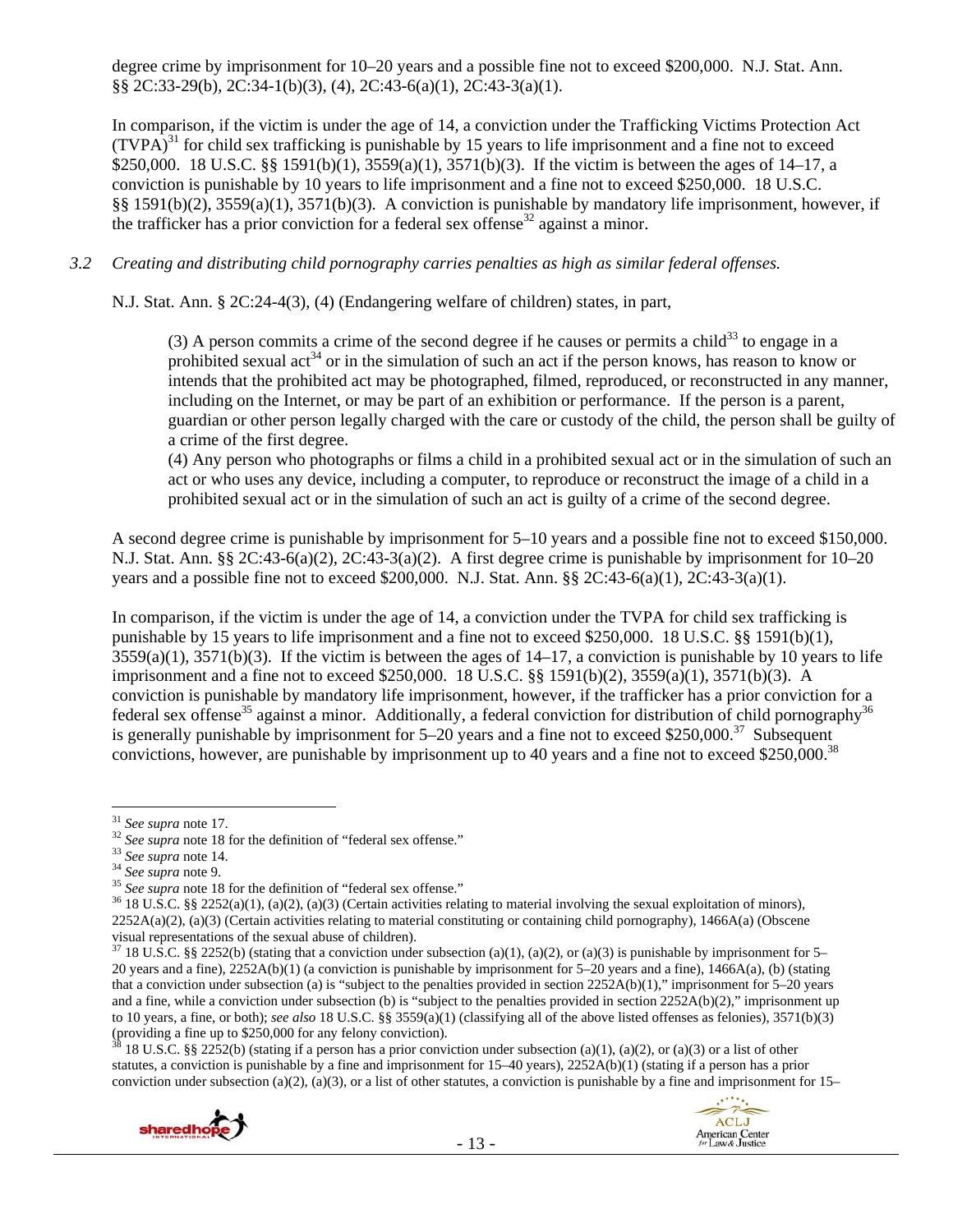degree crime by imprisonment for 10–20 years and a possible fine not to exceed $200,000. N.J. Stat. Ann. §§ 2C:33-29(b), 2C:34-1(b)(3), (4), 2C:43-6(a)(1), 2C:43-3(a)(1).

In comparison, if the victim is under the age of 14, a conviction under the Trafficking Victims Protection Act (TVPA)[31] for child sex trafficking is punishable by 15 years to life imprisonment and a fine not to exceed $250,000. 18 U.S.C. §§ 1591(b)(1), 3559(a)(1), 3571(b)(3). If the victim is between the ages of 14–17, a conviction is punishable by 10 years to life imprisonment and a fine not to exceed $250,000. 18 U.S.C. §§ 1591(b)(2), 3559(a)(1), 3571(b)(3). A conviction is punishable by mandatory life imprisonment, however, if the trafficker has a prior conviction for a federal sex offense[32] against a minor.

*3.2 Creating and distributing child pornography carries penalties as high as similar federal offenses.*

N.J. Stat. Ann. § 2C:24-4(3), (4) (Endangering welfare of children) states, in part,

> (3) A person commits a crime of the second degree if he causes or permits a child[33] to engage in a prohibited sexual act[34] or in the simulation of such an act if the person knows, has reason to know or intends that the prohibited act may be photographed, filmed, reproduced, or reconstructed in any manner, including on the Internet, or may be part of an exhibition or performance. If the person is a parent, guardian or other person legally charged with the care or custody of the child, the person shall be guilty of a crime of the first degree.
>
> (4) Any person who photographs or films a child in a prohibited sexual act or in the simulation of such an act or who uses any device, including a computer, to reproduce or reconstruct the image of a child in a prohibited sexual act or in the simulation of such an act is guilty of a crime of the second degree.

A second degree crime is punishable by imprisonment for 5–10 years and a possible fine not to exceed $150,000. N.J. Stat. Ann. §§ 2C:43-6(a)(2), 2C:43-3(a)(2). A first degree crime is punishable by imprisonment for 10–20 years and a possible fine not to exceed $200,000. N.J. Stat. Ann. §§ 2C:43-6(a)(1), 2C:43-3(a)(1).

In comparison, if the victim is under the age of 14, a conviction under the TVPA for child sex trafficking is punishable by 15 years to life imprisonment and a fine not to exceed $250,000. 18 U.S.C. §§ 1591(b)(1), 3559(a)(1), 3571(b)(3). If the victim is between the ages of 14–17, a conviction is punishable by 10 years to life imprisonment and a fine not to exceed $250,000. 18 U.S.C. §§ 1591(b)(2), 3559(a)(1), 3571(b)(3). A conviction is punishable by mandatory life imprisonment, however, if the trafficker has a prior conviction for a federal sex offense[35] against a minor. Additionally, a federal conviction for distribution of child pornography[36] is generally punishable by imprisonment for 5–20 years and a fine not to exceed $250,000.[37] Subsequent convictions, however, are punishable by imprisonment up to 40 years and a fine not to exceed $250,000.[38]

---

[31] *See supra* note 17.

[32] *See supra* note 18 for the definition of "federal sex offense."

[33] *See supra* note 14.

[34] *See supra* note 9.

[35] *See supra* note 18 for the definition of "federal sex offense."

[36] 18 U.S.C. §§ 2252(a)(1), (a)(2), (a)(3) (Certain activities relating to material involving the sexual exploitation of minors), 2252A(a)(2), (a)(3) (Certain activities relating to material constituting or containing child pornography), 1466A(a) (Obscene visual representations of the sexual abuse of children).

[37] 18 U.S.C. §§ 2252(b) (stating that a conviction under subsection (a)(1), (a)(2), or (a)(3) is punishable by imprisonment for 5–20 years and a fine), 2252A(b)(1) (a conviction is punishable by imprisonment for 5–20 years and a fine), 1466A(a), (b) (stating that a conviction under subsection (a) is "subject to the penalties provided in section 2252A(b)(1)," imprisonment for 5–20 years and a fine, while a conviction under subsection (b) is "subject to the penalties provided in section 2252A(b)(2)," imprisonment up to 10 years, a fine, or both); *see also* 18 U.S.C. §§ 3559(a)(1) (classifying all of the above listed offenses as felonies), 3571(b)(3) (providing a fine up to $250,000 for any felony conviction).

[38] 18 U.S.C. §§ 2252(b) (stating if a person has a prior conviction under subsection (a)(1), (a)(2), or (a)(3) or a list of other statutes, a conviction is punishable by a fine and imprisonment for 15–40 years), 2252A(b)(1) (stating if a person has a prior conviction under subsection (a)(2), (a)(3), or a list of other statutes, a conviction is punishable by a fine and imprisonment for 15–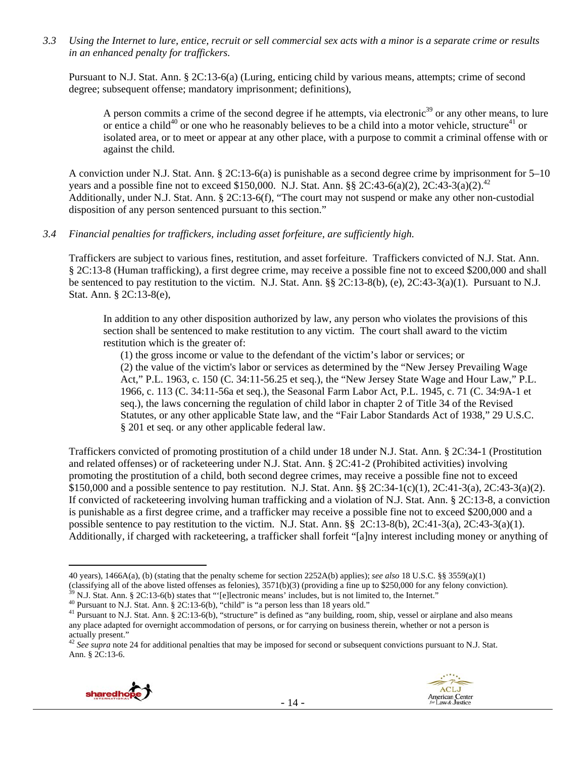*3.3 Using the Internet to lure, entice, recruit or sell commercial sex acts with a minor is a separate crime or results in an enhanced penalty for traffickers.*

Pursuant to N.J. Stat. Ann. § 2C:13-6(a) (Luring, enticing child by various means, attempts; crime of second degree; subsequent offense; mandatory imprisonment; definitions),

> A person commits a crime of the second degree if he attempts, via electronic[39] or any other means, to lure or entice a child[40] or one who he reasonably believes to be a child into a motor vehicle, structure[41] or isolated area, or to meet or appear at any other place, with a purpose to commit a criminal offense with or against the child.

A conviction under N.J. Stat. Ann. § 2C:13-6(a) is punishable as a second degree crime by imprisonment for 5–10 years and a possible fine not to exceed $150,000. N.J. Stat. Ann. §§ 2C:43-6(a)(2), 2C:43-3(a)(2).[42] Additionally, under N.J. Stat. Ann. § 2C:13-6(f), "The court may not suspend or make any other non-custodial disposition of any person sentenced pursuant to this section."

*3.4 Financial penalties for traffickers, including asset forfeiture, are sufficiently high.*

Traffickers are subject to various fines, restitution, and asset forfeiture. Traffickers convicted of N.J. Stat. Ann. § 2C:13-8 (Human trafficking), a first degree crime, may receive a possible fine not to exceed $200,000 and shall be sentenced to pay restitution to the victim. N.J. Stat. Ann. §§ 2C:13-8(b), (e), 2C:43-3(a)(1). Pursuant to N.J. Stat. Ann. § 2C:13-8(e),

> In addition to any other disposition authorized by law, any person who violates the provisions of this section shall be sentenced to make restitution to any victim. The court shall award to the victim restitution which is the greater of:
>
> (1) the gross income or value to the defendant of the victim's labor or services; or
>
> (2) the value of the victim's labor or services as determined by the "New Jersey Prevailing Wage Act," P.L. 1963, c. 150 (C. 34:11-56.25 et seq.), the "New Jersey State Wage and Hour Law," P.L. 1966, c. 113 (C. 34:11-56a et seq.), the Seasonal Farm Labor Act, P.L. 1945, c. 71 (C. 34:9A-1 et seq.), the laws concerning the regulation of child labor in chapter 2 of Title 34 of the Revised Statutes, or any other applicable State law, and the "Fair Labor Standards Act of 1938," 29 U.S.C. § 201 et seq. or any other applicable federal law.

Traffickers convicted of promoting prostitution of a child under 18 under N.J. Stat. Ann. § 2C:34-1 (Prostitution and related offenses) or of racketeering under N.J. Stat. Ann. § 2C:41-2 (Prohibited activities) involving promoting the prostitution of a child, both second degree crimes, may receive a possible fine not to exceed $150,000 and a possible sentence to pay restitution. N.J. Stat. Ann. §§ 2C:34-1(c)(1), 2C:41-3(a), 2C:43-3(a)(2). If convicted of racketeering involving human trafficking and a violation of N.J. Stat. Ann. § 2C:13-8, a conviction is punishable as a first degree crime, and a trafficker may receive a possible fine not to exceed $200,000 and a possible sentence to pay restitution to the victim. N.J. Stat. Ann. §§ 2C:13-8(b), 2C:41-3(a), 2C:43-3(a)(1). Additionally, if charged with racketeering, a trafficker shall forfeit "[a]ny interest including money or anything of

---

40 years), 1466A(a), (b) (stating that the penalty scheme for section 2252A(b) applies); *see also* 18 U.S.C. §§ 3559(a)(1) (classifying all of the above listed offenses as felonies), 3571(b)(3) (providing a fine up to $250,000 for any felony conviction).

[39] N.J. Stat. Ann. § 2C:13-6(b) states that "'[e]lectronic means' includes, but is not limited to, the Internet."

[40] Pursuant to N.J. Stat. Ann. § 2C:13-6(b), "child" is "a person less than 18 years old."

[41] Pursuant to N.J. Stat. Ann. § 2C:13-6(b), "structure" is defined as "any building, room, ship, vessel or airplane and also means any place adapted for overnight accommodation of persons, or for carrying on business therein, whether or not a person is actually present."

[42] *See supra* note 24 for additional penalties that may be imposed for second or subsequent convictions pursuant to N.J. Stat. Ann. § 2C:13-6.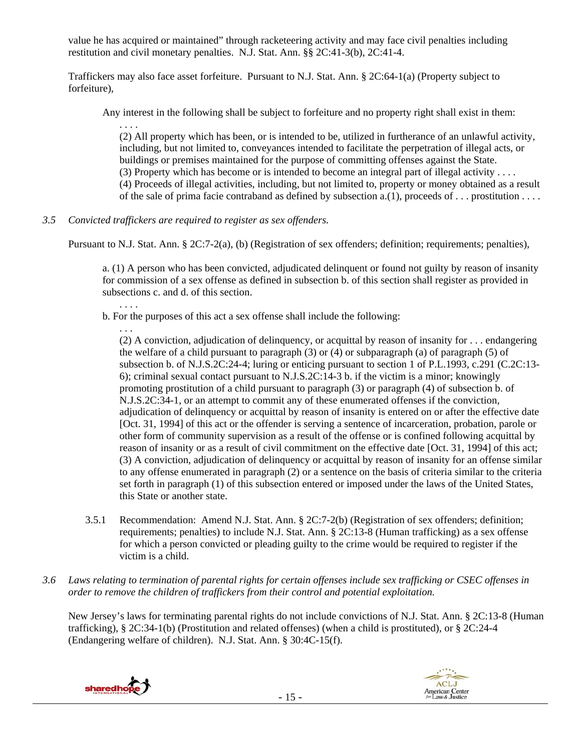value he has acquired or maintained" through racketeering activity and may face civil penalties including restitution and civil monetary penalties. N.J. Stat. Ann. §§ 2C:41-3(b), 2C:41-4.

Traffickers may also face asset forfeiture. Pursuant to N.J. Stat. Ann. § 2C:64-1(a) (Property subject to forfeiture),

> Any interest in the following shall be subject to forfeiture and no property right shall exist in them:
>
> . . . .
>
> (2) All property which has been, or is intended to be, utilized in furtherance of an unlawful activity, including, but not limited to, conveyances intended to facilitate the perpetration of illegal acts, or buildings or premises maintained for the purpose of committing offenses against the State.
>
> (3) Property which has become or is intended to become an integral part of illegal activity . . . .
>
> (4) Proceeds of illegal activities, including, but not limited to, property or money obtained as a result of the sale of prima facie contraband as defined by subsection a.(1), proceeds of . . . prostitution . . . .

*3.5 Convicted traffickers are required to register as sex offenders.*

Pursuant to N.J. Stat. Ann. § 2C:7-2(a), (b) (Registration of sex offenders; definition; requirements; penalties),

> a. (1) A person who has been convicted, adjudicated delinquent or found not guilty by reason of insanity for commission of a sex offense as defined in subsection b. of this section shall register as provided in subsections c. and d. of this section.
>
> . . . .
>
> b. For the purposes of this act a sex offense shall include the following:
>
> . . .
>
> (2) A conviction, adjudication of delinquency, or acquittal by reason of insanity for . . . endangering the welfare of a child pursuant to paragraph (3) or (4) or subparagraph (a) of paragraph (5) of subsection b. of N.J.S.2C:24-4; luring or enticing pursuant to section 1 of P.L.1993, c.291 (C.2C:13-6); criminal sexual contact pursuant to N.J.S.2C:14-3 b. if the victim is a minor; knowingly promoting prostitution of a child pursuant to paragraph (3) or paragraph (4) of subsection b. of N.J.S.2C:34-1, or an attempt to commit any of these enumerated offenses if the conviction, adjudication of delinquency or acquittal by reason of insanity is entered on or after the effective date [Oct. 31, 1994] of this act or the offender is serving a sentence of incarceration, probation, parole or other form of community supervision as a result of the offense or is confined following acquittal by reason of insanity or as a result of civil commitment on the effective date [Oct. 31, 1994] of this act;
>
> (3) A conviction, adjudication of delinquency or acquittal by reason of insanity for an offense similar to any offense enumerated in paragraph (2) or a sentence on the basis of criteria similar to the criteria set forth in paragraph (1) of this subsection entered or imposed under the laws of the United States, this State or another state.

3.5.1 Recommendation: Amend N.J. Stat. Ann. § 2C:7-2(b) (Registration of sex offenders; definition; requirements; penalties) to include N.J. Stat. Ann. § 2C:13-8 (Human trafficking) as a sex offense for which a person convicted or pleading guilty to the crime would be required to register if the victim is a child.

*3.6 Laws relating to termination of parental rights for certain offenses include sex trafficking or CSEC offenses in order to remove the children of traffickers from their control and potential exploitation.*

New Jersey's laws for terminating parental rights do not include convictions of N.J. Stat. Ann. § 2C:13-8 (Human trafficking), § 2C:34-1(b) (Prostitution and related offenses) (when a child is prostituted), or § 2C:24-4 (Endangering welfare of children). N.J. Stat. Ann. § 30:4C-15(f).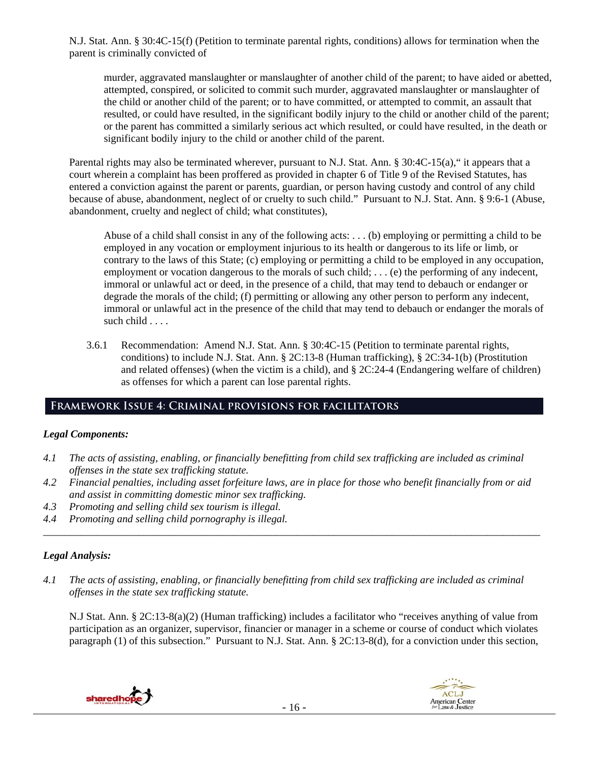N.J. Stat. Ann. § 30:4C-15(f) (Petition to terminate parental rights, conditions) allows for termination when the parent is criminally convicted of

> murder, aggravated manslaughter or manslaughter of another child of the parent; to have aided or abetted, attempted, conspired, or solicited to commit such murder, aggravated manslaughter or manslaughter of the child or another child of the parent; or to have committed, or attempted to commit, an assault that resulted, or could have resulted, in the significant bodily injury to the child or another child of the parent; or the parent has committed a similarly serious act which resulted, or could have resulted, in the death or significant bodily injury to the child or another child of the parent.

Parental rights may also be terminated wherever, pursuant to N.J. Stat. Ann. § 30:4C-15(a)," it appears that a court wherein a complaint has been proffered as provided in chapter 6 of Title 9 of the Revised Statutes, has entered a conviction against the parent or parents, guardian, or person having custody and control of any child because of abuse, abandonment, neglect of or cruelty to such child." Pursuant to N.J. Stat. Ann. § 9:6-1 (Abuse, abandonment, cruelty and neglect of child; what constitutes),

> Abuse of a child shall consist in any of the following acts: . . . (b) employing or permitting a child to be employed in any vocation or employment injurious to its health or dangerous to its life or limb, or contrary to the laws of this State; (c) employing or permitting a child to be employed in any occupation, employment or vocation dangerous to the morals of such child; . . . (e) the performing of any indecent, immoral or unlawful act or deed, in the presence of a child, that may tend to debauch or endanger or degrade the morals of the child; (f) permitting or allowing any other person to perform any indecent, immoral or unlawful act in the presence of the child that may tend to debauch or endanger the morals of such child . . . .

3.6.1 Recommendation: Amend N.J. Stat. Ann. § 30:4C-15 (Petition to terminate parental rights, conditions) to include N.J. Stat. Ann. § 2C:13-8 (Human trafficking), § 2C:34-1(b) (Prostitution and related offenses) (when the victim is a child), and § 2C:24-4 (Endangering welfare of children) as offenses for which a parent can lose parental rights.

## Framework Issue 4: Criminal provisions for facilitators

### *Legal Components:*

*4.1 The acts of assisting, enabling, or financially benefitting from child sex trafficking are included as criminal offenses in the state sex trafficking statute.*
*4.2 Financial penalties, including asset forfeiture laws, are in place for those who benefit financially from or aid and assist in committing domestic minor sex trafficking.*
*4.3 Promoting and selling child sex tourism is illegal.*
*4.4 Promoting and selling child pornography is illegal.*

---

### *Legal Analysis:*

*4.1 The acts of assisting, enabling, or financially benefitting from child sex trafficking are included as criminal offenses in the state sex trafficking statute.*

N.J Stat. Ann. § 2C:13-8(a)(2) (Human trafficking) includes a facilitator who "receives anything of value from participation as an organizer, supervisor, financier or manager in a scheme or course of conduct which violates paragraph (1) of this subsection." Pursuant to N.J. Stat. Ann. § 2C:13-8(d), for a conviction under this section,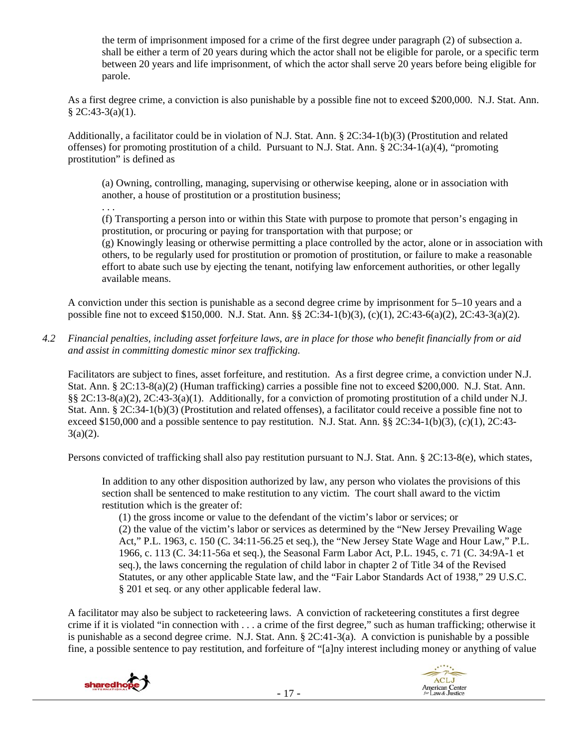> the term of imprisonment imposed for a crime of the first degree under paragraph (2) of subsection a. shall be either a term of 20 years during which the actor shall not be eligible for parole, or a specific term between 20 years and life imprisonment, of which the actor shall serve 20 years before being eligible for parole.

As a first degree crime, a conviction is also punishable by a possible fine not to exceed $200,000. N.J. Stat. Ann. § 2C:43-3(a)(1).

Additionally, a facilitator could be in violation of N.J. Stat. Ann. § 2C:34-1(b)(3) (Prostitution and related offenses) for promoting prostitution of a child. Pursuant to N.J. Stat. Ann. § 2C:34-1(a)(4), "promoting prostitution" is defined as

> (a) Owning, controlling, managing, supervising or otherwise keeping, alone or in association with another, a house of prostitution or a prostitution business;
> . . .
> (f) Transporting a person into or within this State with purpose to promote that person's engaging in prostitution, or procuring or paying for transportation with that purpose; or
> (g) Knowingly leasing or otherwise permitting a place controlled by the actor, alone or in association with others, to be regularly used for prostitution or promotion of prostitution, or failure to make a reasonable effort to abate such use by ejecting the tenant, notifying law enforcement authorities, or other legally available means.

A conviction under this section is punishable as a second degree crime by imprisonment for 5–10 years and a possible fine not to exceed $150,000. N.J. Stat. Ann. §§ 2C:34-1(b)(3), (c)(1), 2C:43-6(a)(2), 2C:43-3(a)(2).

*4.2 Financial penalties, including asset forfeiture laws, are in place for those who benefit financially from or aid and assist in committing domestic minor sex trafficking.*

Facilitators are subject to fines, asset forfeiture, and restitution. As a first degree crime, a conviction under N.J. Stat. Ann. § 2C:13-8(a)(2) (Human trafficking) carries a possible fine not to exceed $200,000. N.J. Stat. Ann. §§ 2C:13-8(a)(2), 2C:43-3(a)(1). Additionally, for a conviction of promoting prostitution of a child under N.J. Stat. Ann. § 2C:34-1(b)(3) (Prostitution and related offenses), a facilitator could receive a possible fine not to exceed $150,000 and a possible sentence to pay restitution. N.J. Stat. Ann. §§ 2C:34-1(b)(3), (c)(1), 2C:43-3(a)(2).

Persons convicted of trafficking shall also pay restitution pursuant to N.J. Stat. Ann. § 2C:13-8(e), which states,

> In addition to any other disposition authorized by law, any person who violates the provisions of this section shall be sentenced to make restitution to any victim. The court shall award to the victim restitution which is the greater of:
> (1) the gross income or value to the defendant of the victim's labor or services; or
> (2) the value of the victim's labor or services as determined by the "New Jersey Prevailing Wage Act," P.L. 1963, c. 150 (C. 34:11-56.25 et seq.), the "New Jersey State Wage and Hour Law," P.L. 1966, c. 113 (C. 34:11-56a et seq.), the Seasonal Farm Labor Act, P.L. 1945, c. 71 (C. 34:9A-1 et seq.), the laws concerning the regulation of child labor in chapter 2 of Title 34 of the Revised Statutes, or any other applicable State law, and the "Fair Labor Standards Act of 1938," 29 U.S.C. § 201 et seq. or any other applicable federal law.

A facilitator may also be subject to racketeering laws. A conviction of racketeering constitutes a first degree crime if it is violated "in connection with . . . a crime of the first degree," such as human trafficking; otherwise it is punishable as a second degree crime. N.J. Stat. Ann. § 2C:41-3(a). A conviction is punishable by a possible fine, a possible sentence to pay restitution, and forfeiture of "[a]ny interest including money or anything of value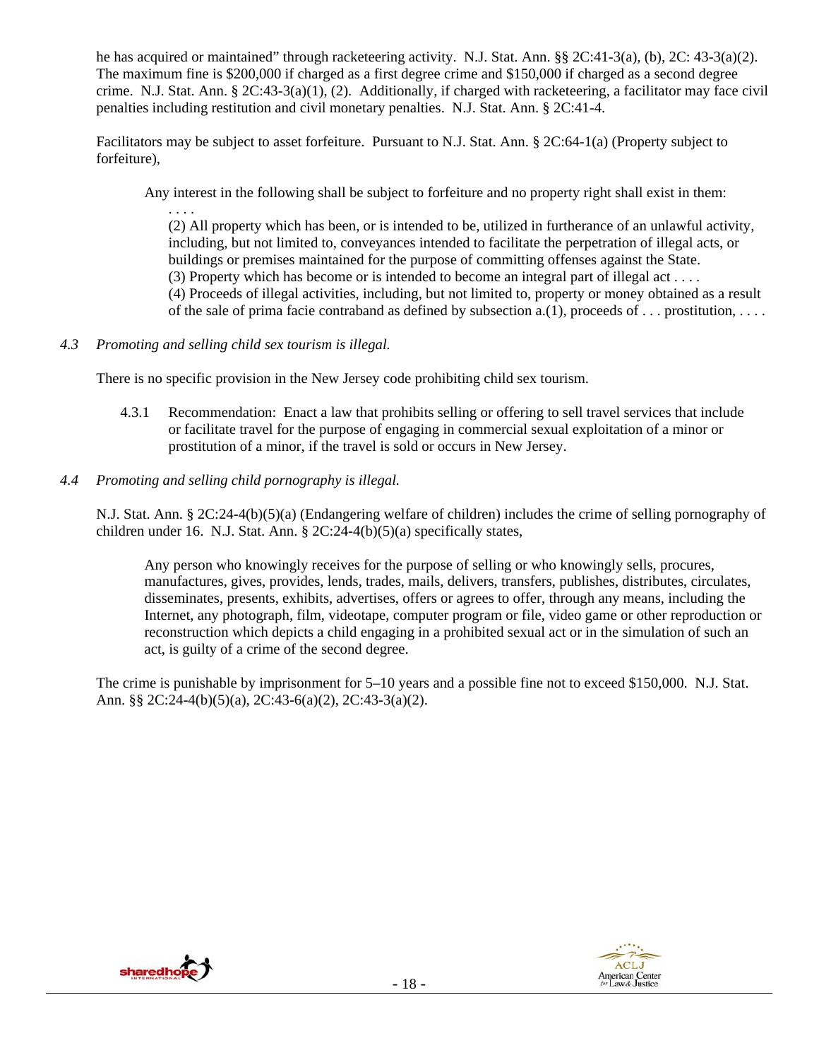he has acquired or maintained" through racketeering activity. N.J. Stat. Ann. §§ 2C:41-3(a), (b), 2C: 43-3(a)(2). The maximum fine is $200,000 if charged as a first degree crime and $150,000 if charged as a second degree crime. N.J. Stat. Ann. § 2C:43-3(a)(1), (2). Additionally, if charged with racketeering, a facilitator may face civil penalties including restitution and civil monetary penalties. N.J. Stat. Ann. § 2C:41-4.

Facilitators may be subject to asset forfeiture. Pursuant to N.J. Stat. Ann. § 2C:64-1(a) (Property subject to forfeiture),

> Any interest in the following shall be subject to forfeiture and no property right shall exist in them:
>
> . . . .
>
> (2) All property which has been, or is intended to be, utilized in furtherance of an unlawful activity, including, but not limited to, conveyances intended to facilitate the perpetration of illegal acts, or buildings or premises maintained for the purpose of committing offenses against the State.
>
> (3) Property which has become or is intended to become an integral part of illegal act . . . .
>
> (4) Proceeds of illegal activities, including, but not limited to, property or money obtained as a result of the sale of prima facie contraband as defined by subsection a.(1), proceeds of . . . prostitution, . . . .

*4.3 Promoting and selling child sex tourism is illegal.*

There is no specific provision in the New Jersey code prohibiting child sex tourism.

4.3.1 Recommendation: Enact a law that prohibits selling or offering to sell travel services that include or facilitate travel for the purpose of engaging in commercial sexual exploitation of a minor or prostitution of a minor, if the travel is sold or occurs in New Jersey.

*4.4 Promoting and selling child pornography is illegal.*

N.J. Stat. Ann. § 2C:24-4(b)(5)(a) (Endangering welfare of children) includes the crime of selling pornography of children under 16. N.J. Stat. Ann. § 2C:24-4(b)(5)(a) specifically states,

> Any person who knowingly receives for the purpose of selling or who knowingly sells, procures, manufactures, gives, provides, lends, trades, mails, delivers, transfers, publishes, distributes, circulates, disseminates, presents, exhibits, advertises, offers or agrees to offer, through any means, including the Internet, any photograph, film, videotape, computer program or file, video game or other reproduction or reconstruction which depicts a child engaging in a prohibited sexual act or in the simulation of such an act, is guilty of a crime of the second degree.

The crime is punishable by imprisonment for 5–10 years and a possible fine not to exceed $150,000. N.J. Stat. Ann. §§ 2C:24-4(b)(5)(a), 2C:43-6(a)(2), 2C:43-3(a)(2).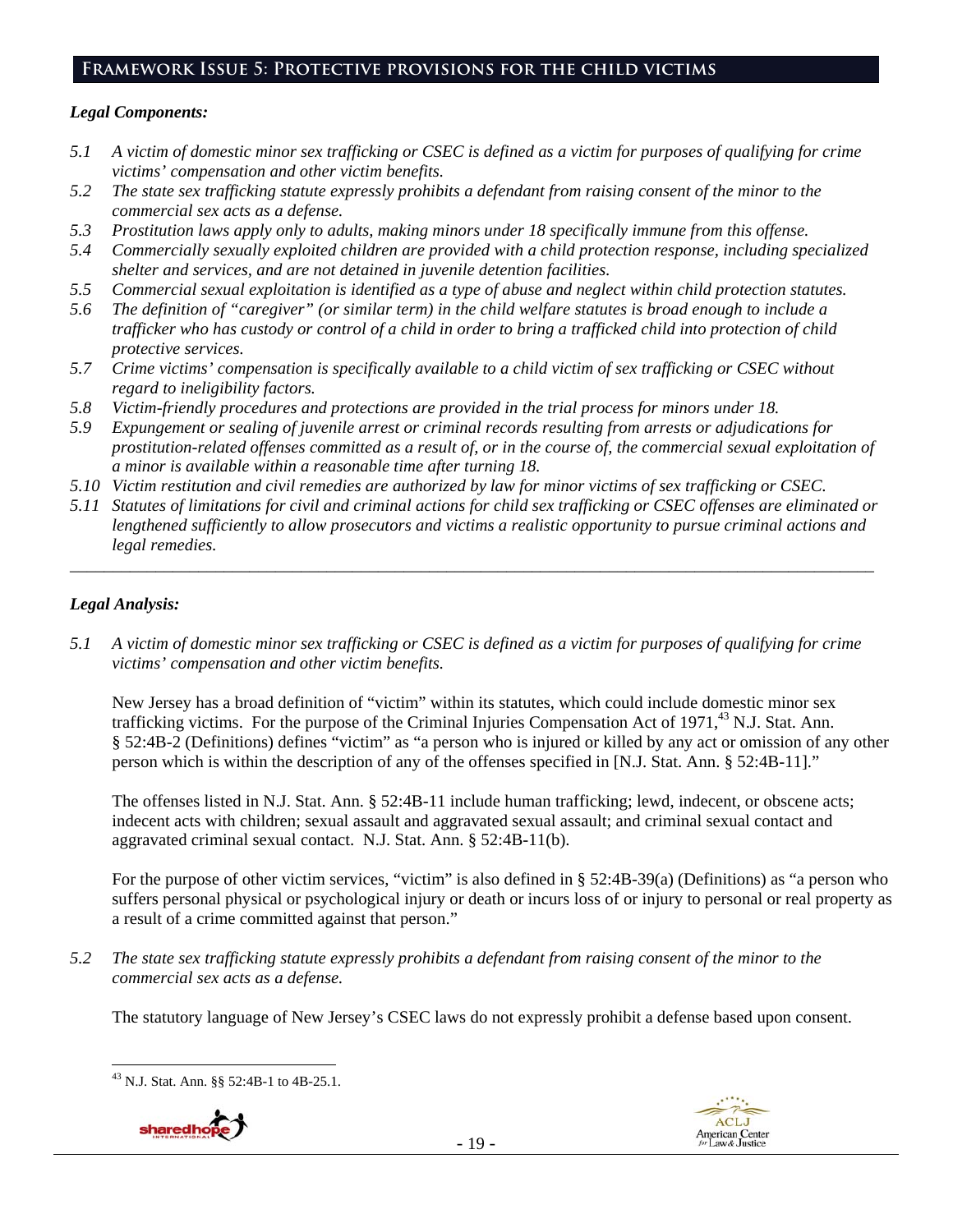## Framework Issue 5: Protective provisions for the child victims

### *Legal Components:*

*5.1 A victim of domestic minor sex trafficking or CSEC is defined as a victim for purposes of qualifying for crime victims' compensation and other victim benefits.*

*5.2 The state sex trafficking statute expressly prohibits a defendant from raising consent of the minor to the commercial sex acts as a defense.*

*5.3 Prostitution laws apply only to adults, making minors under 18 specifically immune from this offense.*

*5.4 Commercially sexually exploited children are provided with a child protection response, including specialized shelter and services, and are not detained in juvenile detention facilities.*

*5.5 Commercial sexual exploitation is identified as a type of abuse and neglect within child protection statutes.*

*5.6 The definition of "caregiver" (or similar term) in the child welfare statutes is broad enough to include a trafficker who has custody or control of a child in order to bring a trafficked child into protection of child protective services.*

*5.7 Crime victims' compensation is specifically available to a child victim of sex trafficking or CSEC without regard to ineligibility factors.*

*5.8 Victim-friendly procedures and protections are provided in the trial process for minors under 18.*

*5.9 Expungement or sealing of juvenile arrest or criminal records resulting from arrests or adjudications for prostitution-related offenses committed as a result of, or in the course of, the commercial sexual exploitation of a minor is available within a reasonable time after turning 18.*

*5.10 Victim restitution and civil remedies are authorized by law for minor victims of sex trafficking or CSEC.*

*5.11 Statutes of limitations for civil and criminal actions for child sex trafficking or CSEC offenses are eliminated or lengthened sufficiently to allow prosecutors and victims a realistic opportunity to pursue criminal actions and legal remedies.*

---

### *Legal Analysis:*

*5.1 A victim of domestic minor sex trafficking or CSEC is defined as a victim for purposes of qualifying for crime victims' compensation and other victim benefits.*

New Jersey has a broad definition of "victim" within its statutes, which could include domestic minor sex trafficking victims. For the purpose of the Criminal Injuries Compensation Act of 1971,[43] N.J. Stat. Ann. § 52:4B-2 (Definitions) defines "victim" as "a person who is injured or killed by any act or omission of any other person which is within the description of any of the offenses specified in [N.J. Stat. Ann. § 52:4B-11]."

The offenses listed in N.J. Stat. Ann. § 52:4B-11 include human trafficking; lewd, indecent, or obscene acts; indecent acts with children; sexual assault and aggravated sexual assault; and criminal sexual contact and aggravated criminal sexual contact. N.J. Stat. Ann. § 52:4B-11(b).

For the purpose of other victim services, "victim" is also defined in § 52:4B-39(a) (Definitions) as "a person who suffers personal physical or psychological injury or death or incurs loss of or injury to personal or real property as a result of a crime committed against that person."

*5.2 The state sex trafficking statute expressly prohibits a defendant from raising consent of the minor to the commercial sex acts as a defense.*

The statutory language of New Jersey's CSEC laws do not expressly prohibit a defense based upon consent.

---

[43] N.J. Stat. Ann. §§ 52:4B-1 to 4B-25.1.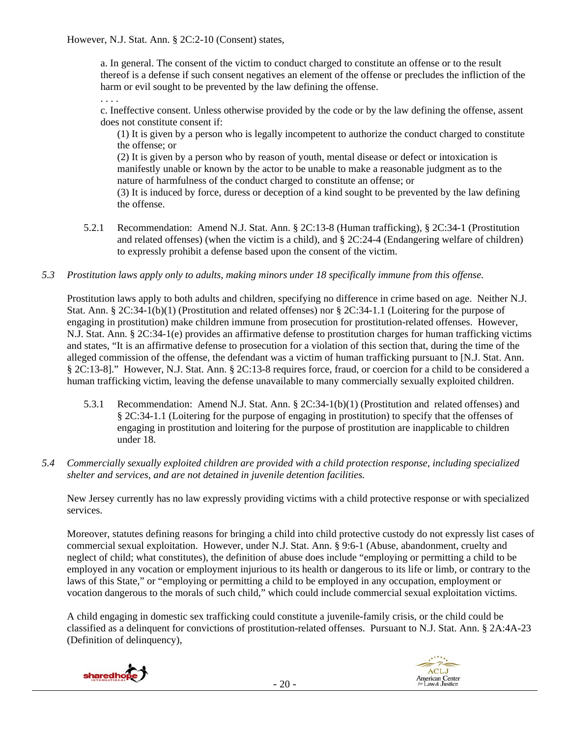However, N.J. Stat. Ann. § 2C:2-10 (Consent) states,

> a. In general. The consent of the victim to conduct charged to constitute an offense or to the result thereof is a defense if such consent negatives an element of the offense or precludes the infliction of the harm or evil sought to be prevented by the law defining the offense.
>
> . . . .
>
> c. Ineffective consent. Unless otherwise provided by the code or by the law defining the offense, assent does not constitute consent if:
>
> (1) It is given by a person who is legally incompetent to authorize the conduct charged to constitute the offense; or
>
> (2) It is given by a person who by reason of youth, mental disease or defect or intoxication is manifestly unable or known by the actor to be unable to make a reasonable judgment as to the nature of harmfulness of the conduct charged to constitute an offense; or
>
> (3) It is induced by force, duress or deception of a kind sought to be prevented by the law defining the offense.

5.2.1 Recommendation: Amend N.J. Stat. Ann. § 2C:13-8 (Human trafficking), § 2C:34-1 (Prostitution and related offenses) (when the victim is a child), and § 2C:24-4 (Endangering welfare of children) to expressly prohibit a defense based upon the consent of the victim.

*5.3 Prostitution laws apply only to adults, making minors under 18 specifically immune from this offense.*

Prostitution laws apply to both adults and children, specifying no difference in crime based on age. Neither N.J. Stat. Ann. § 2C:34-1(b)(1) (Prostitution and related offenses) nor § 2C:34-1.1 (Loitering for the purpose of engaging in prostitution) make children immune from prosecution for prostitution-related offenses. However, N.J. Stat. Ann. § 2C:34-1(e) provides an affirmative defense to prostitution charges for human trafficking victims and states, "It is an affirmative defense to prosecution for a violation of this section that, during the time of the alleged commission of the offense, the defendant was a victim of human trafficking pursuant to [N.J. Stat. Ann. § 2C:13-8]." However, N.J. Stat. Ann. § 2C:13-8 requires force, fraud, or coercion for a child to be considered a human trafficking victim, leaving the defense unavailable to many commercially sexually exploited children.

5.3.1 Recommendation: Amend N.J. Stat. Ann. § 2C:34-1(b)(1) (Prostitution and related offenses) and § 2C:34-1.1 (Loitering for the purpose of engaging in prostitution) to specify that the offenses of engaging in prostitution and loitering for the purpose of prostitution are inapplicable to children under 18.

*5.4 Commercially sexually exploited children are provided with a child protection response, including specialized shelter and services, and are not detained in juvenile detention facilities.*

New Jersey currently has no law expressly providing victims with a child protective response or with specialized services.

Moreover, statutes defining reasons for bringing a child into child protective custody do not expressly list cases of commercial sexual exploitation. However, under N.J. Stat. Ann. § 9:6-1 (Abuse, abandonment, cruelty and neglect of child; what constitutes), the definition of abuse does include "employing or permitting a child to be employed in any vocation or employment injurious to its health or dangerous to its life or limb, or contrary to the laws of this State," or "employing or permitting a child to be employed in any occupation, employment or vocation dangerous to the morals of such child," which could include commercial sexual exploitation victims.

A child engaging in domestic sex trafficking could constitute a juvenile-family crisis, or the child could be classified as a delinquent for convictions of prostitution-related offenses. Pursuant to N.J. Stat. Ann. § 2A:4A-23 (Definition of delinquency),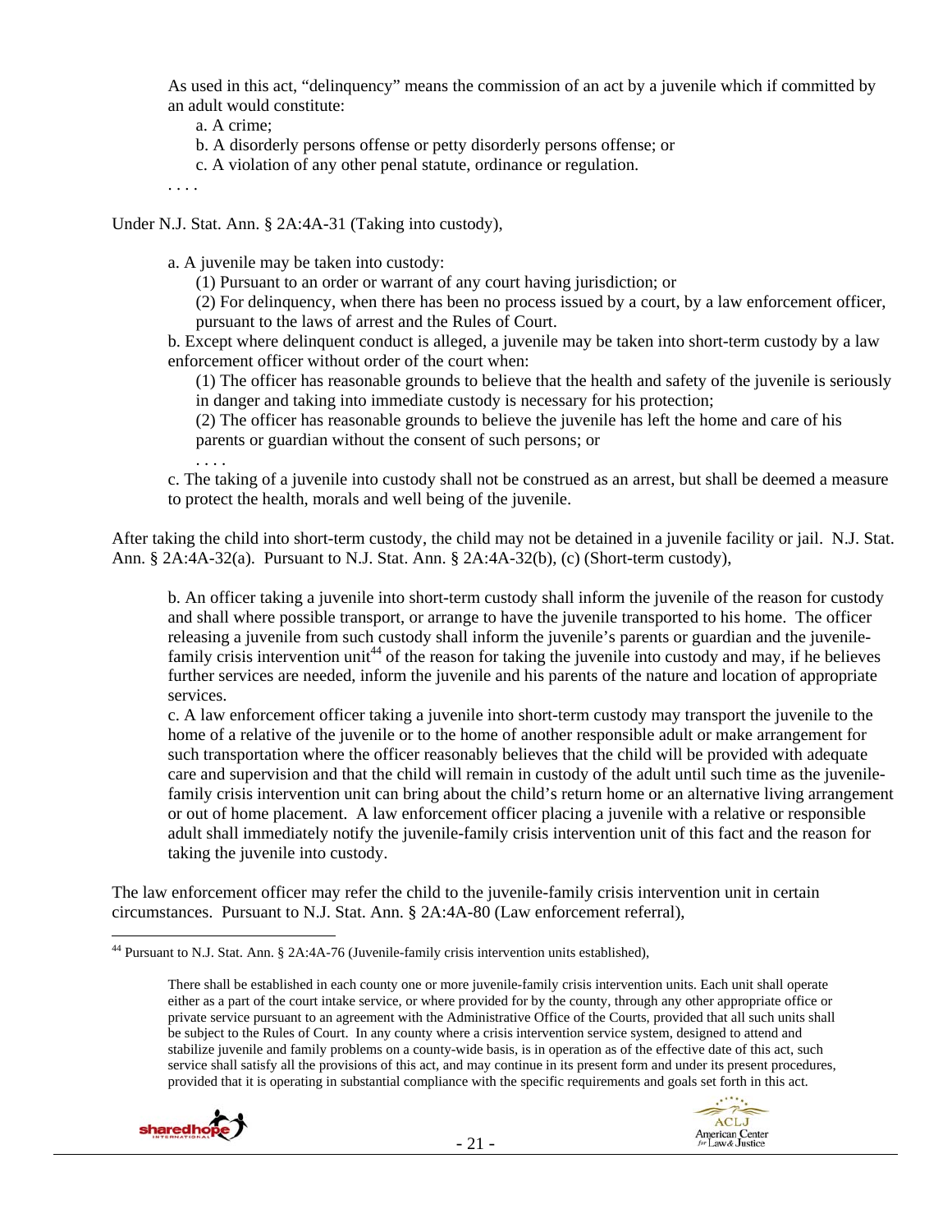> As used in this act, "delinquency" means the commission of an act by a juvenile which if committed by an adult would constitute:
>
> a. A crime;
>
> b. A disorderly persons offense or petty disorderly persons offense; or
>
> c. A violation of any other penal statute, ordinance or regulation.
>
> . . . .

Under N.J. Stat. Ann. § 2A:4A-31 (Taking into custody),

> a. A juvenile may be taken into custody:
>
> (1) Pursuant to an order or warrant of any court having jurisdiction; or
>
> (2) For delinquency, when there has been no process issued by a court, by a law enforcement officer, pursuant to the laws of arrest and the Rules of Court.
>
> b. Except where delinquent conduct is alleged, a juvenile may be taken into short-term custody by a law enforcement officer without order of the court when:
>
> (1) The officer has reasonable grounds to believe that the health and safety of the juvenile is seriously in danger and taking into immediate custody is necessary for his protection;
>
> (2) The officer has reasonable grounds to believe the juvenile has left the home and care of his parents or guardian without the consent of such persons; or
>
> . . . .
>
> c. The taking of a juvenile into custody shall not be construed as an arrest, but shall be deemed a measure to protect the health, morals and well being of the juvenile.

After taking the child into short-term custody, the child may not be detained in a juvenile facility or jail. N.J. Stat. Ann. § 2A:4A-32(a). Pursuant to N.J. Stat. Ann. § 2A:4A-32(b), (c) (Short-term custody),

> b. An officer taking a juvenile into short-term custody shall inform the juvenile of the reason for custody and shall where possible transport, or arrange to have the juvenile transported to his home. The officer releasing a juvenile from such custody shall inform the juvenile's parents or guardian and the juvenile-family crisis intervention unit[44] of the reason for taking the juvenile into custody and may, if he believes further services are needed, inform the juvenile and his parents of the nature and location of appropriate services.
>
> c. A law enforcement officer taking a juvenile into short-term custody may transport the juvenile to the home of a relative of the juvenile or to the home of another responsible adult or make arrangement for such transportation where the officer reasonably believes that the child will be provided with adequate care and supervision and that the child will remain in custody of the adult until such time as the juvenile-family crisis intervention unit can bring about the child's return home or an alternative living arrangement or out of home placement. A law enforcement officer placing a juvenile with a relative or responsible adult shall immediately notify the juvenile-family crisis intervention unit of this fact and the reason for taking the juvenile into custody.

The law enforcement officer may refer the child to the juvenile-family crisis intervention unit in certain circumstances. Pursuant to N.J. Stat. Ann. § 2A:4A-80 (Law enforcement referral),

---

[44] Pursuant to N.J. Stat. Ann. § 2A:4A-76 (Juvenile-family crisis intervention units established),

> There shall be established in each county one or more juvenile-family crisis intervention units. Each unit shall operate either as a part of the court intake service, or where provided for by the county, through any other appropriate office or private service pursuant to an agreement with the Administrative Office of the Courts, provided that all such units shall be subject to the Rules of Court. In any county where a crisis intervention service system, designed to attend and stabilize juvenile and family problems on a county-wide basis, is in operation as of the effective date of this act, such service shall satisfy all the provisions of this act, and may continue in its present form and under its present procedures, provided that it is operating in substantial compliance with the specific requirements and goals set forth in this act.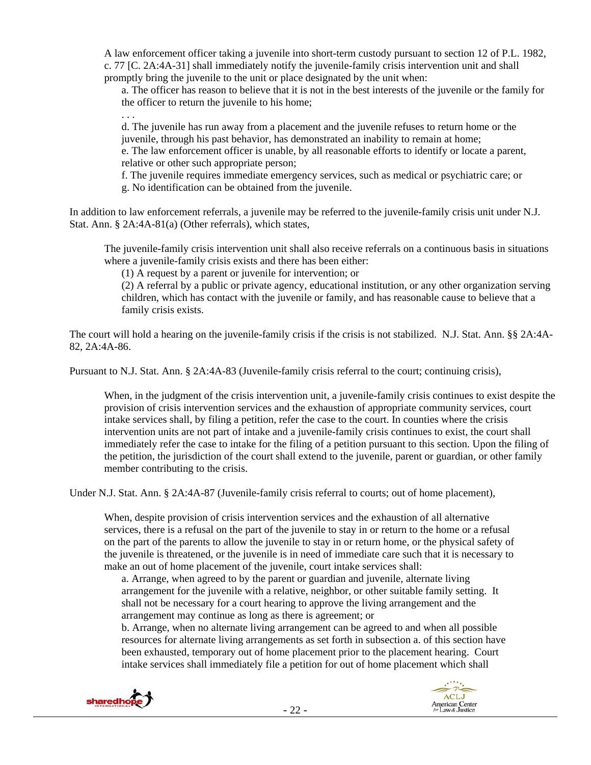A law enforcement officer taking a juvenile into short-term custody pursuant to section 12 of P.L. 1982, c. 77 [C. 2A:4A-31] shall immediately notify the juvenile-family crisis intervention unit and shall promptly bring the juvenile to the unit or place designated by the unit when:

> a. The officer has reason to believe that it is not in the best interests of the juvenile or the family for the officer to return the juvenile to his home;
>
> . . .
>
> d. The juvenile has run away from a placement and the juvenile refuses to return home or the juvenile, through his past behavior, has demonstrated an inability to remain at home;
>
> e. The law enforcement officer is unable, by all reasonable efforts to identify or locate a parent, relative or other such appropriate person;
>
> f. The juvenile requires immediate emergency services, such as medical or psychiatric care; or
>
> g. No identification can be obtained from the juvenile.

In addition to law enforcement referrals, a juvenile may be referred to the juvenile-family crisis unit under N.J. Stat. Ann. § 2A:4A-81(a) (Other referrals), which states,

> The juvenile-family crisis intervention unit shall also receive referrals on a continuous basis in situations where a juvenile-family crisis exists and there has been either:
>
> (1) A request by a parent or juvenile for intervention; or
>
> (2) A referral by a public or private agency, educational institution, or any other organization serving children, which has contact with the juvenile or family, and has reasonable cause to believe that a family crisis exists.

The court will hold a hearing on the juvenile-family crisis if the crisis is not stabilized. N.J. Stat. Ann. §§ 2A:4A-82, 2A:4A-86.

Pursuant to N.J. Stat. Ann. § 2A:4A-83 (Juvenile-family crisis referral to the court; continuing crisis),

> When, in the judgment of the crisis intervention unit, a juvenile-family crisis continues to exist despite the provision of crisis intervention services and the exhaustion of appropriate community services, court intake services shall, by filing a petition, refer the case to the court. In counties where the crisis intervention units are not part of intake and a juvenile-family crisis continues to exist, the court shall immediately refer the case to intake for the filing of a petition pursuant to this section. Upon the filing of the petition, the jurisdiction of the court shall extend to the juvenile, parent or guardian, or other family member contributing to the crisis.

Under N.J. Stat. Ann. § 2A:4A-87 (Juvenile-family crisis referral to courts; out of home placement),

> When, despite provision of crisis intervention services and the exhaustion of all alternative services, there is a refusal on the part of the juvenile to stay in or return to the home or a refusal on the part of the parents to allow the juvenile to stay in or return home, or the physical safety of the juvenile is threatened, or the juvenile is in need of immediate care such that it is necessary to make an out of home placement of the juvenile, court intake services shall:
>
> a. Arrange, when agreed to by the parent or guardian and juvenile, alternate living arrangement for the juvenile with a relative, neighbor, or other suitable family setting. It shall not be necessary for a court hearing to approve the living arrangement and the arrangement may continue as long as there is agreement; or
>
> b. Arrange, when no alternate living arrangement can be agreed to and when all possible resources for alternate living arrangements as set forth in subsection a. of this section have been exhausted, temporary out of home placement prior to the placement hearing. Court intake services shall immediately file a petition for out of home placement which shall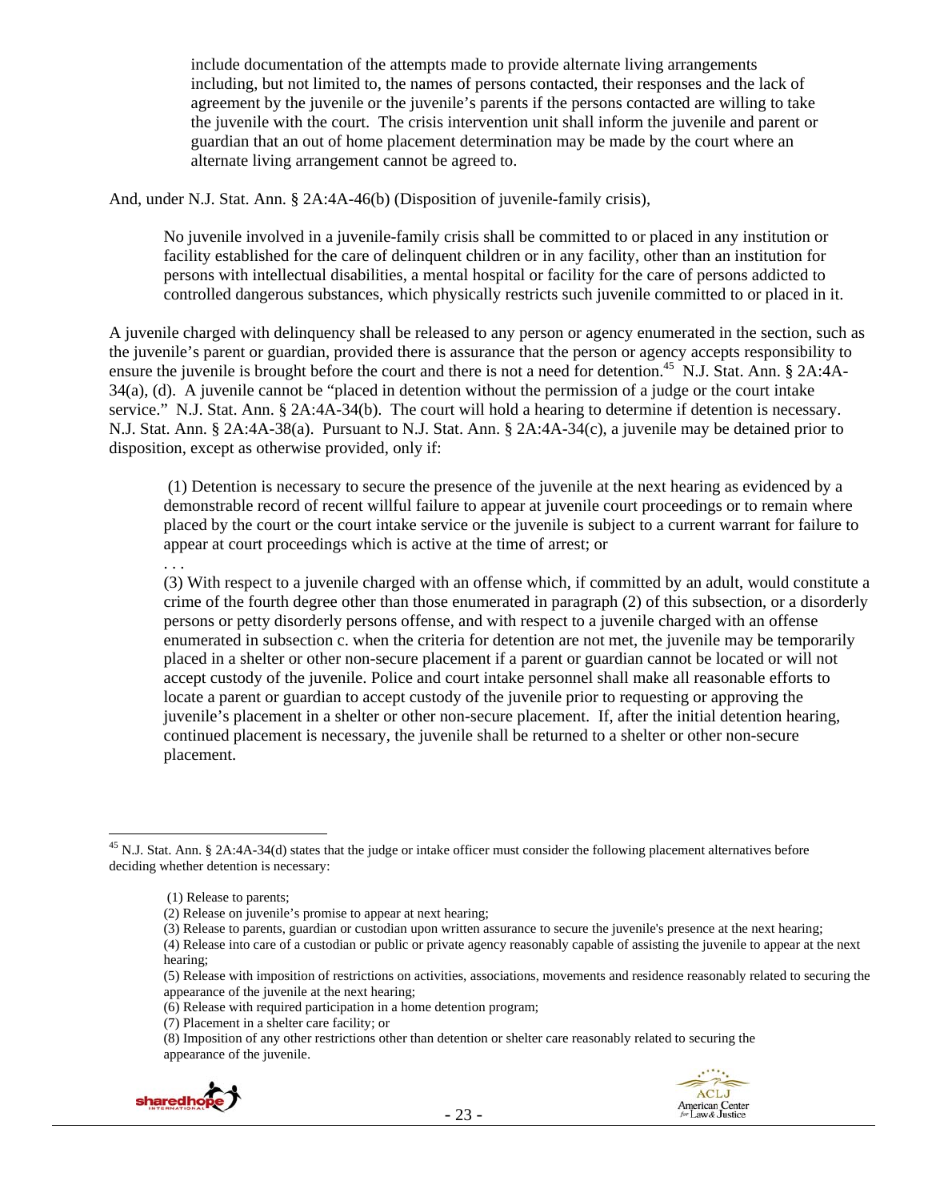> include documentation of the attempts made to provide alternate living arrangements including, but not limited to, the names of persons contacted, their responses and the lack of agreement by the juvenile or the juvenile's parents if the persons contacted are willing to take the juvenile with the court. The crisis intervention unit shall inform the juvenile and parent or guardian that an out of home placement determination may be made by the court where an alternate living arrangement cannot be agreed to.

And, under N.J. Stat. Ann. § 2A:4A-46(b) (Disposition of juvenile-family crisis),

> No juvenile involved in a juvenile-family crisis shall be committed to or placed in any institution or facility established for the care of delinquent children or in any facility, other than an institution for persons with intellectual disabilities, a mental hospital or facility for the care of persons addicted to controlled dangerous substances, which physically restricts such juvenile committed to or placed in it.

A juvenile charged with delinquency shall be released to any person or agency enumerated in the section, such as the juvenile's parent or guardian, provided there is assurance that the person or agency accepts responsibility to ensure the juvenile is brought before the court and there is not a need for detention.[45] N.J. Stat. Ann. § 2A:4A-34(a), (d). A juvenile cannot be "placed in detention without the permission of a judge or the court intake service." N.J. Stat. Ann. § 2A:4A-34(b). The court will hold a hearing to determine if detention is necessary. N.J. Stat. Ann. § 2A:4A-38(a). Pursuant to N.J. Stat. Ann. § 2A:4A-34(c), a juvenile may be detained prior to disposition, except as otherwise provided, only if:

> (1) Detention is necessary to secure the presence of the juvenile at the next hearing as evidenced by a demonstrable record of recent willful failure to appear at juvenile court proceedings or to remain where placed by the court or the court intake service or the juvenile is subject to a current warrant for failure to appear at court proceedings which is active at the time of arrest; or
>
> . . .
>
> (3) With respect to a juvenile charged with an offense which, if committed by an adult, would constitute a crime of the fourth degree other than those enumerated in paragraph (2) of this subsection, or a disorderly persons or petty disorderly persons offense, and with respect to a juvenile charged with an offense enumerated in subsection c. when the criteria for detention are not met, the juvenile may be temporarily placed in a shelter or other non-secure placement if a parent or guardian cannot be located or will not accept custody of the juvenile. Police and court intake personnel shall make all reasonable efforts to locate a parent or guardian to accept custody of the juvenile prior to requesting or approving the juvenile's placement in a shelter or other non-secure placement. If, after the initial detention hearing, continued placement is necessary, the juvenile shall be returned to a shelter or other non-secure placement.

---

[45] N.J. Stat. Ann. § 2A:4A-34(d) states that the judge or intake officer must consider the following placement alternatives before deciding whether detention is necessary:

> (1) Release to parents;
> (2) Release on juvenile's promise to appear at next hearing;
> (3) Release to parents, guardian or custodian upon written assurance to secure the juvenile's presence at the next hearing;
> (4) Release into care of a custodian or public or private agency reasonably capable of assisting the juvenile to appear at the next hearing;
> (5) Release with imposition of restrictions on activities, associations, movements and residence reasonably related to securing the appearance of the juvenile at the next hearing;
> (6) Release with required participation in a home detention program;
> (7) Placement in a shelter care facility; or
> (8) Imposition of any other restrictions other than detention or shelter care reasonably related to securing the appearance of the juvenile.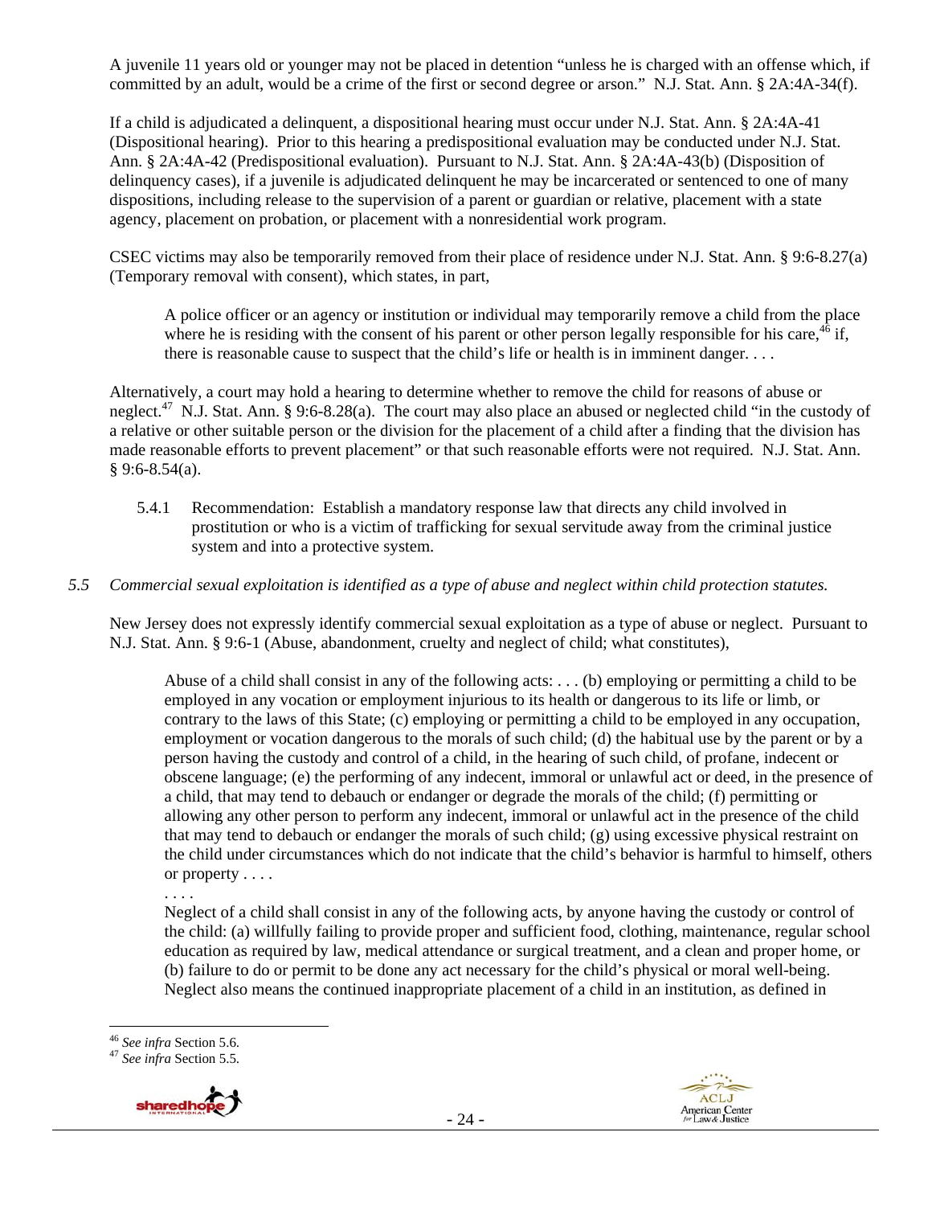A juvenile 11 years old or younger may not be placed in detention "unless he is charged with an offense which, if committed by an adult, would be a crime of the first or second degree or arson." N.J. Stat. Ann. § 2A:4A-34(f).

If a child is adjudicated a delinquent, a dispositional hearing must occur under N.J. Stat. Ann. § 2A:4A-41 (Dispositional hearing). Prior to this hearing a predispositional evaluation may be conducted under N.J. Stat. Ann. § 2A:4A-42 (Predispositional evaluation). Pursuant to N.J. Stat. Ann. § 2A:4A-43(b) (Disposition of delinquency cases), if a juvenile is adjudicated delinquent he may be incarcerated or sentenced to one of many dispositions, including release to the supervision of a parent or guardian or relative, placement with a state agency, placement on probation, or placement with a nonresidential work program.

CSEC victims may also be temporarily removed from their place of residence under N.J. Stat. Ann. § 9:6-8.27(a) (Temporary removal with consent), which states, in part,

> A police officer or an agency or institution or individual may temporarily remove a child from the place where he is residing with the consent of his parent or other person legally responsible for his care,[46] if, there is reasonable cause to suspect that the child's life or health is in imminent danger. . . .

Alternatively, a court may hold a hearing to determine whether to remove the child for reasons of abuse or neglect.[47] N.J. Stat. Ann. § 9:6-8.28(a). The court may also place an abused or neglected child "in the custody of a relative or other suitable person or the division for the placement of a child after a finding that the division has made reasonable efforts to prevent placement" or that such reasonable efforts were not required. N.J. Stat. Ann. § 9:6-8.54(a).

5.4.1 Recommendation: Establish a mandatory response law that directs any child involved in prostitution or who is a victim of trafficking for sexual servitude away from the criminal justice system and into a protective system.

*5.5 Commercial sexual exploitation is identified as a type of abuse and neglect within child protection statutes.*

New Jersey does not expressly identify commercial sexual exploitation as a type of abuse or neglect. Pursuant to N.J. Stat. Ann. § 9:6-1 (Abuse, abandonment, cruelty and neglect of child; what constitutes),

> Abuse of a child shall consist in any of the following acts: . . . (b) employing or permitting a child to be employed in any vocation or employment injurious to its health or dangerous to its life or limb, or contrary to the laws of this State; (c) employing or permitting a child to be employed in any occupation, employment or vocation dangerous to the morals of such child; (d) the habitual use by the parent or by a person having the custody and control of a child, in the hearing of such child, of profane, indecent or obscene language; (e) the performing of any indecent, immoral or unlawful act or deed, in the presence of a child, that may tend to debauch or endanger or degrade the morals of the child; (f) permitting or allowing any other person to perform any indecent, immoral or unlawful act in the presence of the child that may tend to debauch or endanger the morals of such child; (g) using excessive physical restraint on the child under circumstances which do not indicate that the child's behavior is harmful to himself, others or property . . . .
>
> . . . .
>
> Neglect of a child shall consist in any of the following acts, by anyone having the custody or control of the child: (a) willfully failing to provide proper and sufficient food, clothing, maintenance, regular school education as required by law, medical attendance or surgical treatment, and a clean and proper home, or (b) failure to do or permit to be done any act necessary for the child's physical or moral well-being. Neglect also means the continued inappropriate placement of a child in an institution, as defined in

[46] *See infra* Section 5.6.

[47] *See infra* Section 5.5.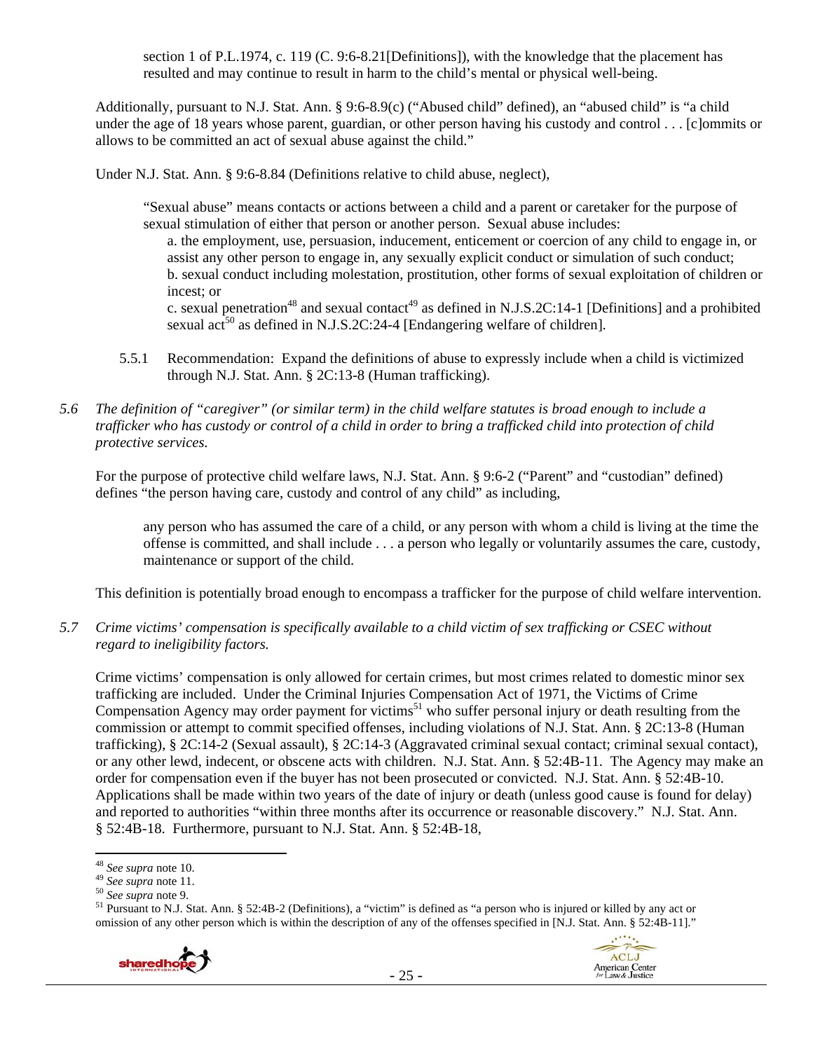section 1 of P.L.1974, c. 119 (C. 9:6-8.21[Definitions]), with the knowledge that the placement has resulted and may continue to result in harm to the child's mental or physical well-being.

Additionally, pursuant to N.J. Stat. Ann. § 9:6-8.9(c) ("Abused child" defined), an "abused child" is "a child under the age of 18 years whose parent, guardian, or other person having his custody and control . . . [c]ommits or allows to be committed an act of sexual abuse against the child."

Under N.J. Stat. Ann. § 9:6-8.84 (Definitions relative to child abuse, neglect),

> "Sexual abuse" means contacts or actions between a child and a parent or caretaker for the purpose of sexual stimulation of either that person or another person. Sexual abuse includes:
>
> a. the employment, use, persuasion, inducement, enticement or coercion of any child to engage in, or assist any other person to engage in, any sexually explicit conduct or simulation of such conduct;
> b. sexual conduct including molestation, prostitution, other forms of sexual exploitation of children or incest; or
> c. sexual penetration[48] and sexual contact[49] as defined in N.J.S.2C:14-1 [Definitions] and a prohibited sexual act[50] as defined in N.J.S.2C:24-4 [Endangering welfare of children].

5.5.1 Recommendation: Expand the definitions of abuse to expressly include when a child is victimized through N.J. Stat. Ann. § 2C:13-8 (Human trafficking).

*5.6 The definition of "caregiver" (or similar term) in the child welfare statutes is broad enough to include a trafficker who has custody or control of a child in order to bring a trafficked child into protection of child protective services.*

For the purpose of protective child welfare laws, N.J. Stat. Ann. § 9:6-2 ("Parent" and "custodian" defined) defines "the person having care, custody and control of any child" as including,

> any person who has assumed the care of a child, or any person with whom a child is living at the time the offense is committed, and shall include . . . a person who legally or voluntarily assumes the care, custody, maintenance or support of the child.

This definition is potentially broad enough to encompass a trafficker for the purpose of child welfare intervention.

*5.7 Crime victims' compensation is specifically available to a child victim of sex trafficking or CSEC without regard to ineligibility factors.*

Crime victims' compensation is only allowed for certain crimes, but most crimes related to domestic minor sex trafficking are included. Under the Criminal Injuries Compensation Act of 1971, the Victims of Crime Compensation Agency may order payment for victims[51] who suffer personal injury or death resulting from the commission or attempt to commit specified offenses, including violations of N.J. Stat. Ann. § 2C:13-8 (Human trafficking), § 2C:14-2 (Sexual assault), § 2C:14-3 (Aggravated criminal sexual contact; criminal sexual contact), or any other lewd, indecent, or obscene acts with children. N.J. Stat. Ann. § 52:4B-11. The Agency may make an order for compensation even if the buyer has not been prosecuted or convicted. N.J. Stat. Ann. § 52:4B-10. Applications shall be made within two years of the date of injury or death (unless good cause is found for delay) and reported to authorities "within three months after its occurrence or reasonable discovery." N.J. Stat. Ann. § 52:4B-18. Furthermore, pursuant to N.J. Stat. Ann. § 52:4B-18,

---

[48] *See supra* note 10.
[49] *See supra* note 11.
[50] *See supra* note 9.
[51] Pursuant to N.J. Stat. Ann. § 52:4B-2 (Definitions), a "victim" is defined as "a person who is injured or killed by any act or omission of any other person which is within the description of any of the offenses specified in [N.J. Stat. Ann. § 52:4B-11]."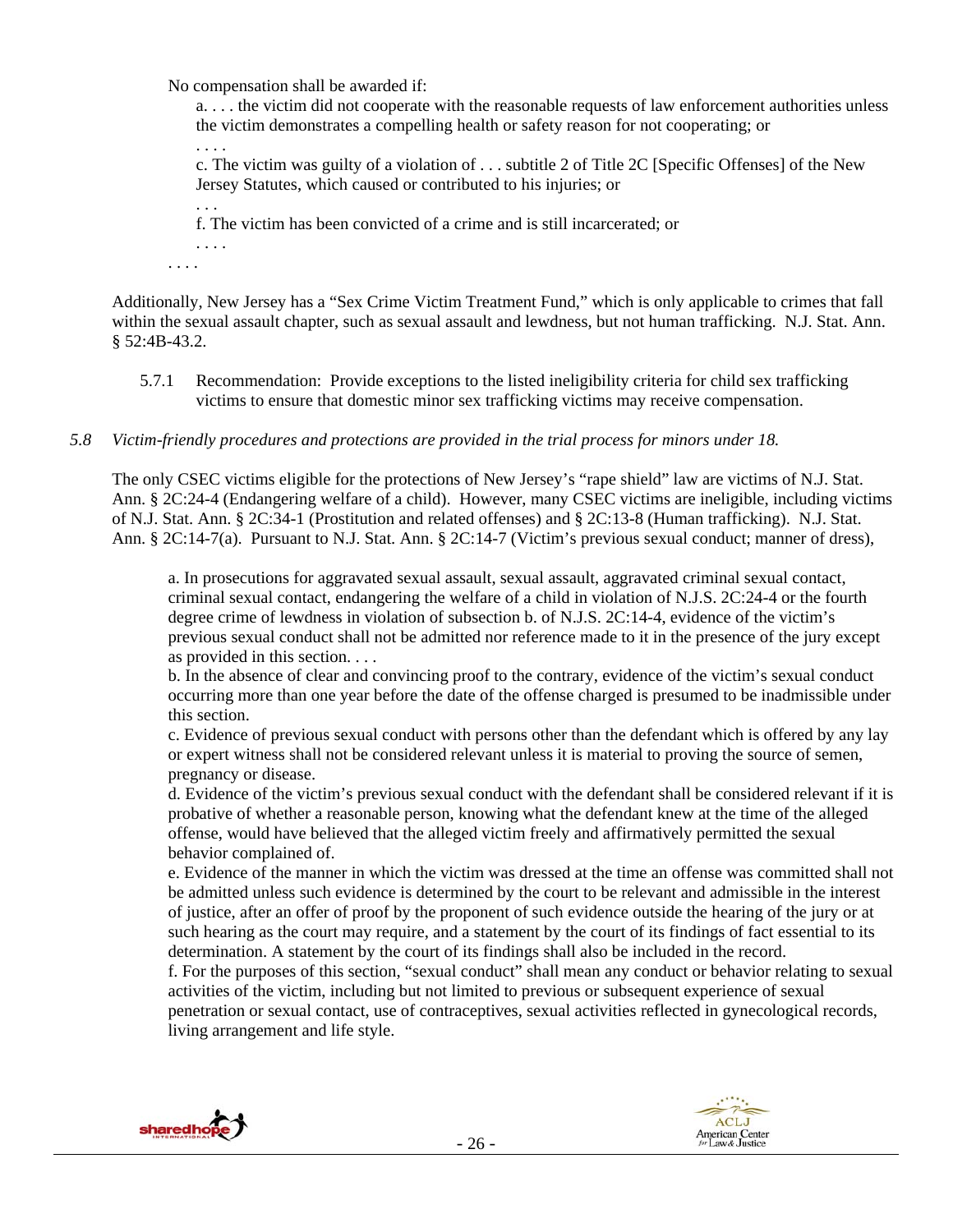No compensation shall be awarded if:

a. . . . the victim did not cooperate with the reasonable requests of law enforcement authorities unless the victim demonstrates a compelling health or safety reason for not cooperating; or

. . . .

c. The victim was guilty of a violation of . . . subtitle 2 of Title 2C [Specific Offenses] of the New Jersey Statutes, which caused or contributed to his injuries; or

. . .

f. The victim has been convicted of a crime and is still incarcerated; or

. . . .

. . . .

Additionally, New Jersey has a "Sex Crime Victim Treatment Fund," which is only applicable to crimes that fall within the sexual assault chapter, such as sexual assault and lewdness, but not human trafficking. N.J. Stat. Ann. § 52:4B-43.2.

5.7.1 Recommendation: Provide exceptions to the listed ineligibility criteria for child sex trafficking victims to ensure that domestic minor sex trafficking victims may receive compensation.

*5.8 Victim-friendly procedures and protections are provided in the trial process for minors under 18.*

The only CSEC victims eligible for the protections of New Jersey's "rape shield" law are victims of N.J. Stat. Ann. § 2C:24-4 (Endangering welfare of a child). However, many CSEC victims are ineligible, including victims of N.J. Stat. Ann. § 2C:34-1 (Prostitution and related offenses) and § 2C:13-8 (Human trafficking). N.J. Stat. Ann. § 2C:14-7(a). Pursuant to N.J. Stat. Ann. § 2C:14-7 (Victim's previous sexual conduct; manner of dress),

> a. In prosecutions for aggravated sexual assault, sexual assault, aggravated criminal sexual contact, criminal sexual contact, endangering the welfare of a child in violation of N.J.S. 2C:24-4 or the fourth degree crime of lewdness in violation of subsection b. of N.J.S. 2C:14-4, evidence of the victim's previous sexual conduct shall not be admitted nor reference made to it in the presence of the jury except as provided in this section. . . .
>
> b. In the absence of clear and convincing proof to the contrary, evidence of the victim's sexual conduct occurring more than one year before the date of the offense charged is presumed to be inadmissible under this section.
>
> c. Evidence of previous sexual conduct with persons other than the defendant which is offered by any lay or expert witness shall not be considered relevant unless it is material to proving the source of semen, pregnancy or disease.
>
> d. Evidence of the victim's previous sexual conduct with the defendant shall be considered relevant if it is probative of whether a reasonable person, knowing what the defendant knew at the time of the alleged offense, would have believed that the alleged victim freely and affirmatively permitted the sexual behavior complained of.
>
> e. Evidence of the manner in which the victim was dressed at the time an offense was committed shall not be admitted unless such evidence is determined by the court to be relevant and admissible in the interest of justice, after an offer of proof by the proponent of such evidence outside the hearing of the jury or at such hearing as the court may require, and a statement by the court of its findings of fact essential to its determination. A statement by the court of its findings shall also be included in the record.
>
> f. For the purposes of this section, "sexual conduct" shall mean any conduct or behavior relating to sexual activities of the victim, including but not limited to previous or subsequent experience of sexual penetration or sexual contact, use of contraceptives, sexual activities reflected in gynecological records, living arrangement and life style.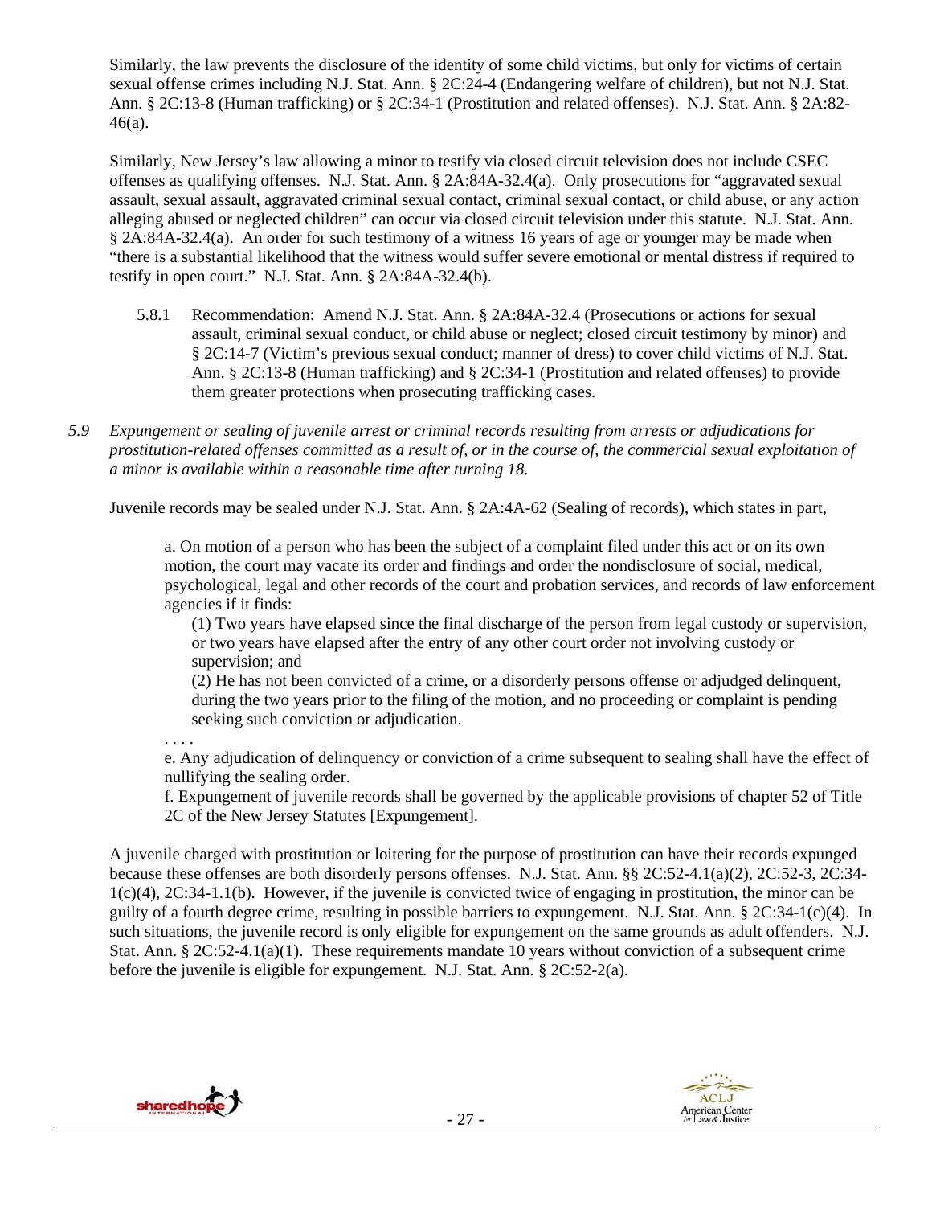Similarly, the law prevents the disclosure of the identity of some child victims, but only for victims of certain sexual offense crimes including N.J. Stat. Ann. § 2C:24-4 (Endangering welfare of children), but not N.J. Stat. Ann. § 2C:13-8 (Human trafficking) or § 2C:34-1 (Prostitution and related offenses). N.J. Stat. Ann. § 2A:82-46(a).

Similarly, New Jersey's law allowing a minor to testify via closed circuit television does not include CSEC offenses as qualifying offenses. N.J. Stat. Ann. § 2A:84A-32.4(a). Only prosecutions for "aggravated sexual assault, sexual assault, aggravated criminal sexual contact, criminal sexual contact, or child abuse, or any action alleging abused or neglected children" can occur via closed circuit television under this statute. N.J. Stat. Ann. § 2A:84A-32.4(a). An order for such testimony of a witness 16 years of age or younger may be made when "there is a substantial likelihood that the witness would suffer severe emotional or mental distress if required to testify in open court." N.J. Stat. Ann. § 2A:84A-32.4(b).

5.8.1 Recommendation: Amend N.J. Stat. Ann. § 2A:84A-32.4 (Prosecutions or actions for sexual assault, criminal sexual conduct, or child abuse or neglect; closed circuit testimony by minor) and § 2C:14-7 (Victim's previous sexual conduct; manner of dress) to cover child victims of N.J. Stat. Ann. § 2C:13-8 (Human trafficking) and § 2C:34-1 (Prostitution and related offenses) to provide them greater protections when prosecuting trafficking cases.

*5.9 Expungement or sealing of juvenile arrest or criminal records resulting from arrests or adjudications for prostitution-related offenses committed as a result of, or in the course of, the commercial sexual exploitation of a minor is available within a reasonable time after turning 18.*

Juvenile records may be sealed under N.J. Stat. Ann. § 2A:4A-62 (Sealing of records), which states in part,

> a. On motion of a person who has been the subject of a complaint filed under this act or on its own motion, the court may vacate its order and findings and order the nondisclosure of social, medical, psychological, legal and other records of the court and probation services, and records of law enforcement agencies if it finds:
>
> (1) Two years have elapsed since the final discharge of the person from legal custody or supervision, or two years have elapsed after the entry of any other court order not involving custody or supervision; and
>
> (2) He has not been convicted of a crime, or a disorderly persons offense or adjudged delinquent, during the two years prior to the filing of the motion, and no proceeding or complaint is pending seeking such conviction or adjudication.
>
> . . . .
>
> e. Any adjudication of delinquency or conviction of a crime subsequent to sealing shall have the effect of nullifying the sealing order.
>
> f. Expungement of juvenile records shall be governed by the applicable provisions of chapter 52 of Title 2C of the New Jersey Statutes [Expungement].

A juvenile charged with prostitution or loitering for the purpose of prostitution can have their records expunged because these offenses are both disorderly persons offenses. N.J. Stat. Ann. §§ 2C:52-4.1(a)(2), 2C:52-3, 2C:34-1(c)(4), 2C:34-1.1(b). However, if the juvenile is convicted twice of engaging in prostitution, the minor can be guilty of a fourth degree crime, resulting in possible barriers to expungement. N.J. Stat. Ann. § 2C:34-1(c)(4). In such situations, the juvenile record is only eligible for expungement on the same grounds as adult offenders. N.J. Stat. Ann. § 2C:52-4.1(a)(1). These requirements mandate 10 years without conviction of a subsequent crime before the juvenile is eligible for expungement. N.J. Stat. Ann. § 2C:52-2(a).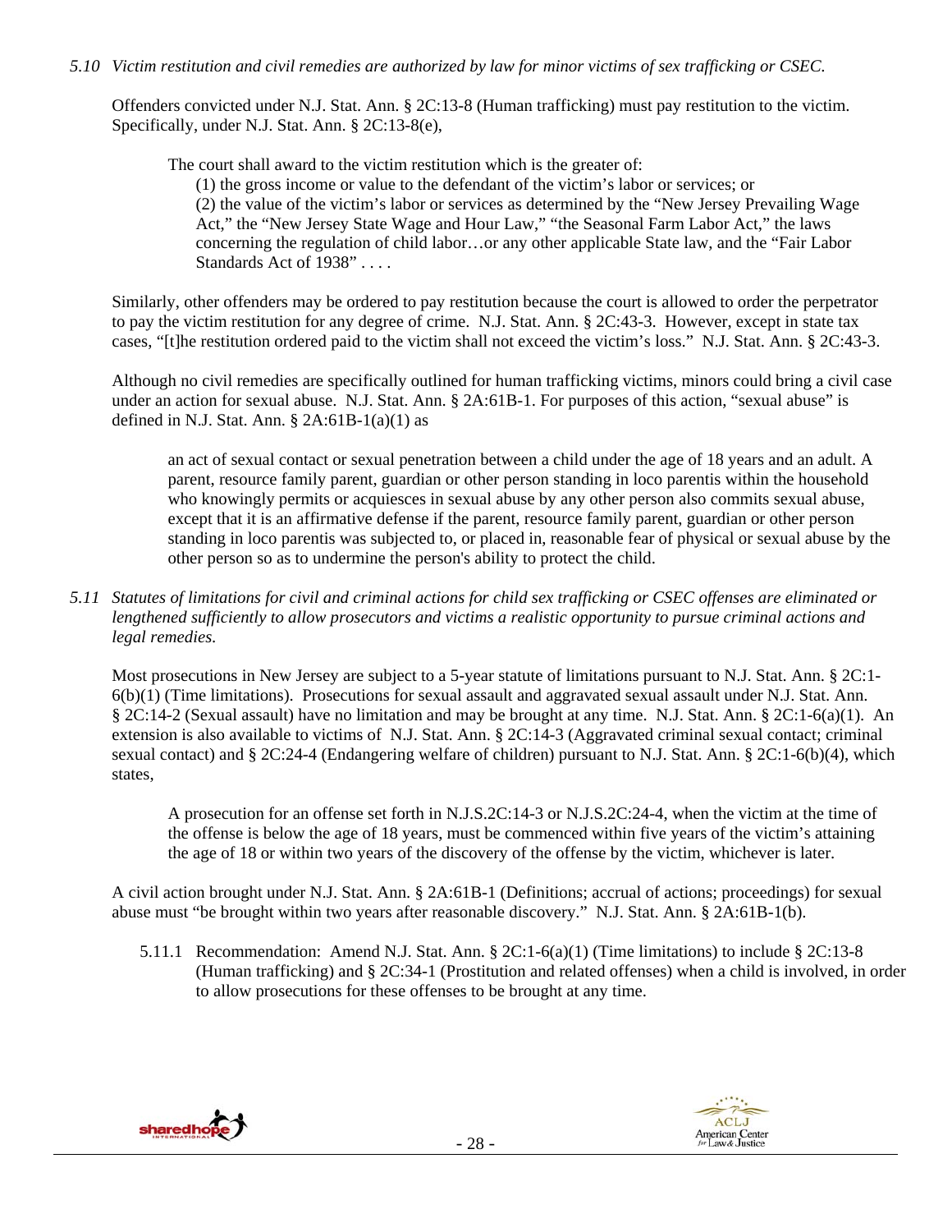*5.10 Victim restitution and civil remedies are authorized by law for minor victims of sex trafficking or CSEC.*

Offenders convicted under N.J. Stat. Ann. § 2C:13-8 (Human trafficking) must pay restitution to the victim. Specifically, under N.J. Stat. Ann. § 2C:13-8(e),

> The court shall award to the victim restitution which is the greater of:
>
> (1) the gross income or value to the defendant of the victim's labor or services; or
>
> (2) the value of the victim's labor or services as determined by the "New Jersey Prevailing Wage Act," the "New Jersey State Wage and Hour Law," "the Seasonal Farm Labor Act," the laws concerning the regulation of child labor…or any other applicable State law, and the "Fair Labor Standards Act of 1938" . . . .

Similarly, other offenders may be ordered to pay restitution because the court is allowed to order the perpetrator to pay the victim restitution for any degree of crime. N.J. Stat. Ann. § 2C:43-3. However, except in state tax cases, "[t]he restitution ordered paid to the victim shall not exceed the victim's loss." N.J. Stat. Ann. § 2C:43-3.

Although no civil remedies are specifically outlined for human trafficking victims, minors could bring a civil case under an action for sexual abuse. N.J. Stat. Ann. § 2A:61B-1. For purposes of this action, "sexual abuse" is defined in N.J. Stat. Ann. § 2A:61B-1(a)(1) as

> an act of sexual contact or sexual penetration between a child under the age of 18 years and an adult. A parent, resource family parent, guardian or other person standing in loco parentis within the household who knowingly permits or acquiesces in sexual abuse by any other person also commits sexual abuse, except that it is an affirmative defense if the parent, resource family parent, guardian or other person standing in loco parentis was subjected to, or placed in, reasonable fear of physical or sexual abuse by the other person so as to undermine the person's ability to protect the child.

*5.11 Statutes of limitations for civil and criminal actions for child sex trafficking or CSEC offenses are eliminated or lengthened sufficiently to allow prosecutors and victims a realistic opportunity to pursue criminal actions and legal remedies.*

Most prosecutions in New Jersey are subject to a 5-year statute of limitations pursuant to N.J. Stat. Ann. § 2C:1-6(b)(1) (Time limitations). Prosecutions for sexual assault and aggravated sexual assault under N.J. Stat. Ann. § 2C:14-2 (Sexual assault) have no limitation and may be brought at any time. N.J. Stat. Ann. § 2C:1-6(a)(1). An extension is also available to victims of N.J. Stat. Ann. § 2C:14-3 (Aggravated criminal sexual contact; criminal sexual contact) and § 2C:24-4 (Endangering welfare of children) pursuant to N.J. Stat. Ann. § 2C:1-6(b)(4), which states,

> A prosecution for an offense set forth in N.J.S.2C:14-3 or N.J.S.2C:24-4, when the victim at the time of the offense is below the age of 18 years, must be commenced within five years of the victim's attaining the age of 18 or within two years of the discovery of the offense by the victim, whichever is later.

A civil action brought under N.J. Stat. Ann. § 2A:61B-1 (Definitions; accrual of actions; proceedings) for sexual abuse must "be brought within two years after reasonable discovery." N.J. Stat. Ann. § 2A:61B-1(b).

5.11.1 Recommendation: Amend N.J. Stat. Ann. § 2C:1-6(a)(1) (Time limitations) to include § 2C:13-8 (Human trafficking) and § 2C:34-1 (Prostitution and related offenses) when a child is involved, in order to allow prosecutions for these offenses to be brought at any time.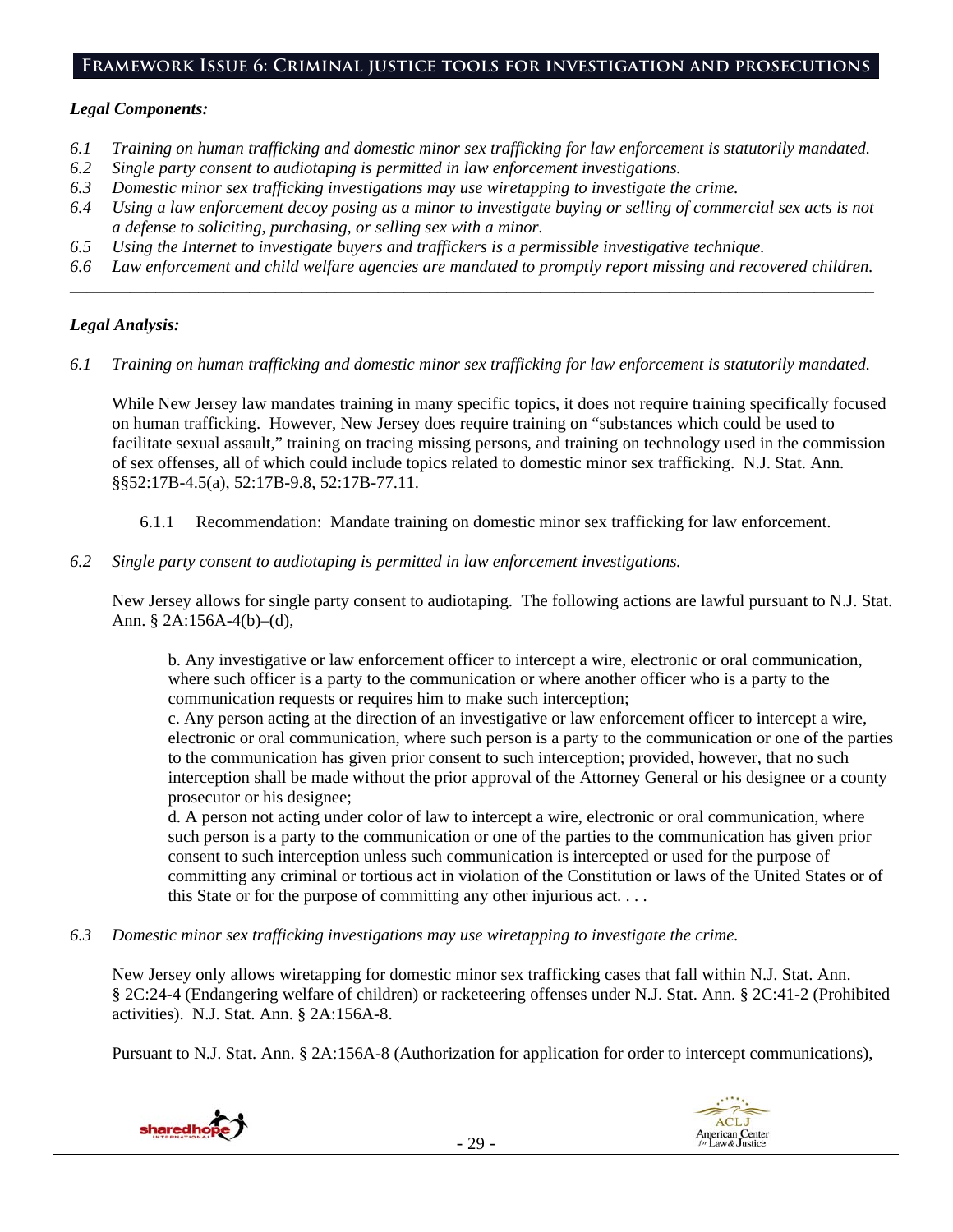## Framework Issue 6: Criminal justice tools for investigation and prosecutions

***Legal Components:***

*6.1 Training on human trafficking and domestic minor sex trafficking for law enforcement is statutorily mandated.*
*6.2 Single party consent to audiotaping is permitted in law enforcement investigations.*
*6.3 Domestic minor sex trafficking investigations may use wiretapping to investigate the crime.*
*6.4 Using a law enforcement decoy posing as a minor to investigate buying or selling of commercial sex acts is not a defense to soliciting, purchasing, or selling sex with a minor.*
*6.5 Using the Internet to investigate buyers and traffickers is a permissible investigative technique.*
*6.6 Law enforcement and child welfare agencies are mandated to promptly report missing and recovered children.*

---

***Legal Analysis:***

*6.1 Training on human trafficking and domestic minor sex trafficking for law enforcement is statutorily mandated.*

While New Jersey law mandates training in many specific topics, it does not require training specifically focused on human trafficking. However, New Jersey does require training on "substances which could be used to facilitate sexual assault," training on tracing missing persons, and training on technology used in the commission of sex offenses, all of which could include topics related to domestic minor sex trafficking. N.J. Stat. Ann. §§52:17B-4.5(a), 52:17B-9.8, 52:17B-77.11.

6.1.1 Recommendation: Mandate training on domestic minor sex trafficking for law enforcement.

*6.2 Single party consent to audiotaping is permitted in law enforcement investigations.*

New Jersey allows for single party consent to audiotaping. The following actions are lawful pursuant to N.J. Stat. Ann. § 2A:156A-4(b)–(d),

> b. Any investigative or law enforcement officer to intercept a wire, electronic or oral communication, where such officer is a party to the communication or where another officer who is a party to the communication requests or requires him to make such interception;
> c. Any person acting at the direction of an investigative or law enforcement officer to intercept a wire, electronic or oral communication, where such person is a party to the communication or one of the parties to the communication has given prior consent to such interception; provided, however, that no such interception shall be made without the prior approval of the Attorney General or his designee or a county prosecutor or his designee;
> d. A person not acting under color of law to intercept a wire, electronic or oral communication, where such person is a party to the communication or one of the parties to the communication has given prior consent to such interception unless such communication is intercepted or used for the purpose of committing any criminal or tortious act in violation of the Constitution or laws of the United States or of this State or for the purpose of committing any other injurious act. . . .

*6.3 Domestic minor sex trafficking investigations may use wiretapping to investigate the crime.*

New Jersey only allows wiretapping for domestic minor sex trafficking cases that fall within N.J. Stat. Ann. § 2C:24-4 (Endangering welfare of children) or racketeering offenses under N.J. Stat. Ann. § 2C:41-2 (Prohibited activities). N.J. Stat. Ann. § 2A:156A-8.

Pursuant to N.J. Stat. Ann. § 2A:156A-8 (Authorization for application for order to intercept communications),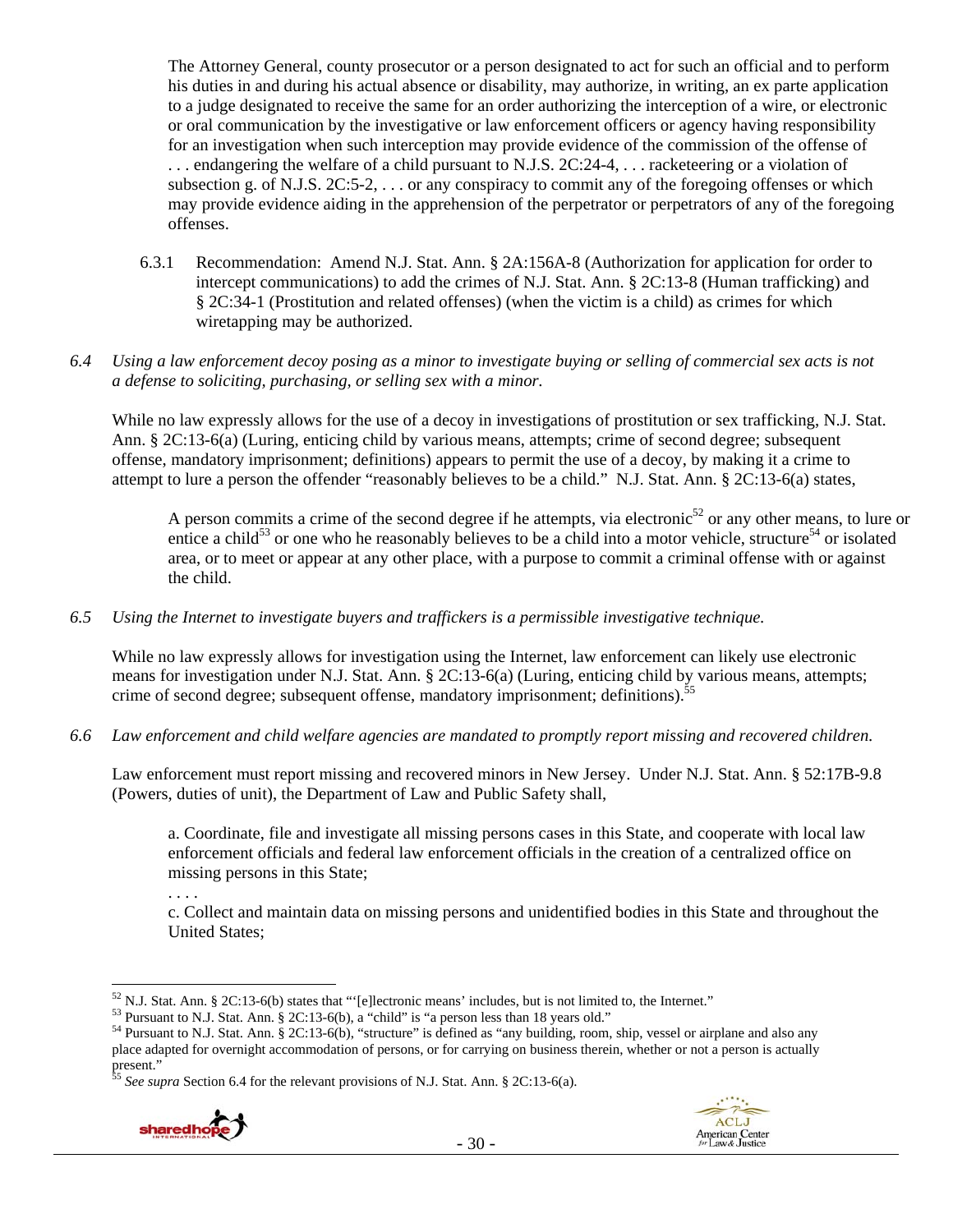> The Attorney General, county prosecutor or a person designated to act for such an official and to perform his duties in and during his actual absence or disability, may authorize, in writing, an ex parte application to a judge designated to receive the same for an order authorizing the interception of a wire, or electronic or oral communication by the investigative or law enforcement officers or agency having responsibility for an investigation when such interception may provide evidence of the commission of the offense of . . . endangering the welfare of a child pursuant to N.J.S. 2C:24-4, . . . racketeering or a violation of subsection g. of N.J.S. 2C:5-2, . . . or any conspiracy to commit any of the foregoing offenses or which may provide evidence aiding in the apprehension of the perpetrator or perpetrators of any of the foregoing offenses.

6.3.1 Recommendation: Amend N.J. Stat. Ann. § 2A:156A-8 (Authorization for application for order to intercept communications) to add the crimes of N.J. Stat. Ann. § 2C:13-8 (Human trafficking) and § 2C:34-1 (Prostitution and related offenses) (when the victim is a child) as crimes for which wiretapping may be authorized.

*6.4 Using a law enforcement decoy posing as a minor to investigate buying or selling of commercial sex acts is not a defense to soliciting, purchasing, or selling sex with a minor.*

While no law expressly allows for the use of a decoy in investigations of prostitution or sex trafficking, N.J. Stat. Ann. § 2C:13-6(a) (Luring, enticing child by various means, attempts; crime of second degree; subsequent offense, mandatory imprisonment; definitions) appears to permit the use of a decoy, by making it a crime to attempt to lure a person the offender "reasonably believes to be a child." N.J. Stat. Ann. § 2C:13-6(a) states,

> A person commits a crime of the second degree if he attempts, via electronic[52] or any other means, to lure or entice a child[53] or one who he reasonably believes to be a child into a motor vehicle, structure[54] or isolated area, or to meet or appear at any other place, with a purpose to commit a criminal offense with or against the child.

*6.5 Using the Internet to investigate buyers and traffickers is a permissible investigative technique.*

While no law expressly allows for investigation using the Internet, law enforcement can likely use electronic means for investigation under N.J. Stat. Ann. § 2C:13-6(a) (Luring, enticing child by various means, attempts; crime of second degree; subsequent offense, mandatory imprisonment; definitions).[55]

*6.6 Law enforcement and child welfare agencies are mandated to promptly report missing and recovered children.*

Law enforcement must report missing and recovered minors in New Jersey. Under N.J. Stat. Ann. § 52:17B-9.8 (Powers, duties of unit), the Department of Law and Public Safety shall,

> a. Coordinate, file and investigate all missing persons cases in this State, and cooperate with local law enforcement officials and federal law enforcement officials in the creation of a centralized office on missing persons in this State;
>
> . . . .
>
> c. Collect and maintain data on missing persons and unidentified bodies in this State and throughout the United States;

---

[52] N.J. Stat. Ann. § 2C:13-6(b) states that "'[e]lectronic means' includes, but is not limited to, the Internet."

[53] Pursuant to N.J. Stat. Ann. § 2C:13-6(b), a "child" is "a person less than 18 years old."

[54] Pursuant to N.J. Stat. Ann. § 2C:13-6(b), "structure" is defined as "any building, room, ship, vessel or airplane and also any place adapted for overnight accommodation of persons, or for carrying on business therein, whether or not a person is actually present."

[55] *See supra* Section 6.4 for the relevant provisions of N.J. Stat. Ann. § 2C:13-6(a).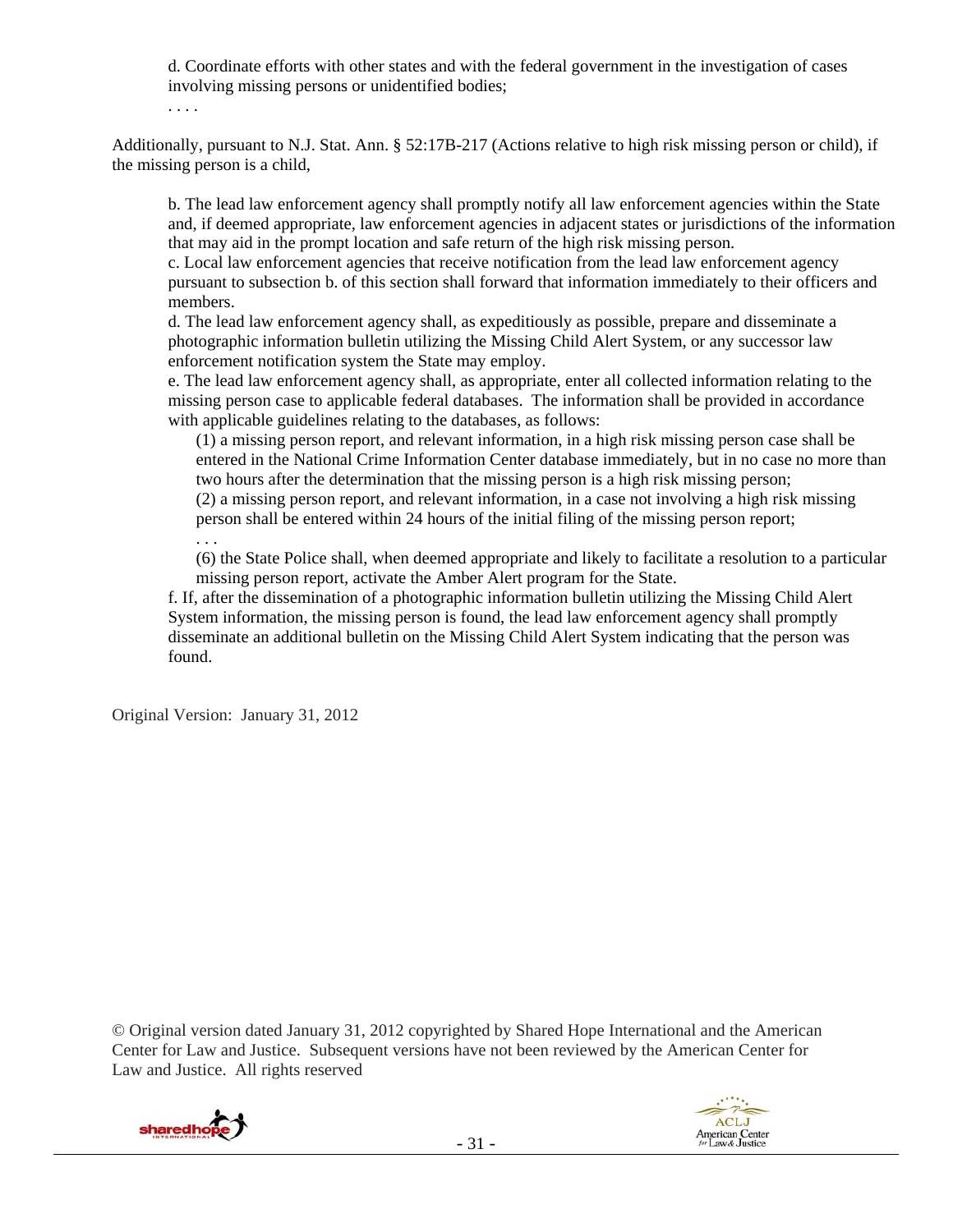d. Coordinate efforts with other states and with the federal government in the investigation of cases involving missing persons or unidentified bodies;

. . . .

Additionally, pursuant to N.J. Stat. Ann. § 52:17B-217 (Actions relative to high risk missing person or child), if the missing person is a child,

> b. The lead law enforcement agency shall promptly notify all law enforcement agencies within the State and, if deemed appropriate, law enforcement agencies in adjacent states or jurisdictions of the information that may aid in the prompt location and safe return of the high risk missing person.
>
> c. Local law enforcement agencies that receive notification from the lead law enforcement agency pursuant to subsection b. of this section shall forward that information immediately to their officers and members.
>
> d. The lead law enforcement agency shall, as expeditiously as possible, prepare and disseminate a photographic information bulletin utilizing the Missing Child Alert System, or any successor law enforcement notification system the State may employ.
>
> e. The lead law enforcement agency shall, as appropriate, enter all collected information relating to the missing person case to applicable federal databases. The information shall be provided in accordance with applicable guidelines relating to the databases, as follows:
>
> > (1) a missing person report, and relevant information, in a high risk missing person case shall be entered in the National Crime Information Center database immediately, but in no case no more than two hours after the determination that the missing person is a high risk missing person;
> >
> > (2) a missing person report, and relevant information, in a case not involving a high risk missing person shall be entered within 24 hours of the initial filing of the missing person report;
> >
> > . . .
> >
> > (6) the State Police shall, when deemed appropriate and likely to facilitate a resolution to a particular missing person report, activate the Amber Alert program for the State.
>
> f. If, after the dissemination of a photographic information bulletin utilizing the Missing Child Alert System information, the missing person is found, the lead law enforcement agency shall promptly disseminate an additional bulletin on the Missing Child Alert System indicating that the person was found.

Original Version: January 31, 2012

© Original version dated January 31, 2012 copyrighted by Shared Hope International and the American Center for Law and Justice. Subsequent versions have not been reviewed by the American Center for Law and Justice. All rights reserved